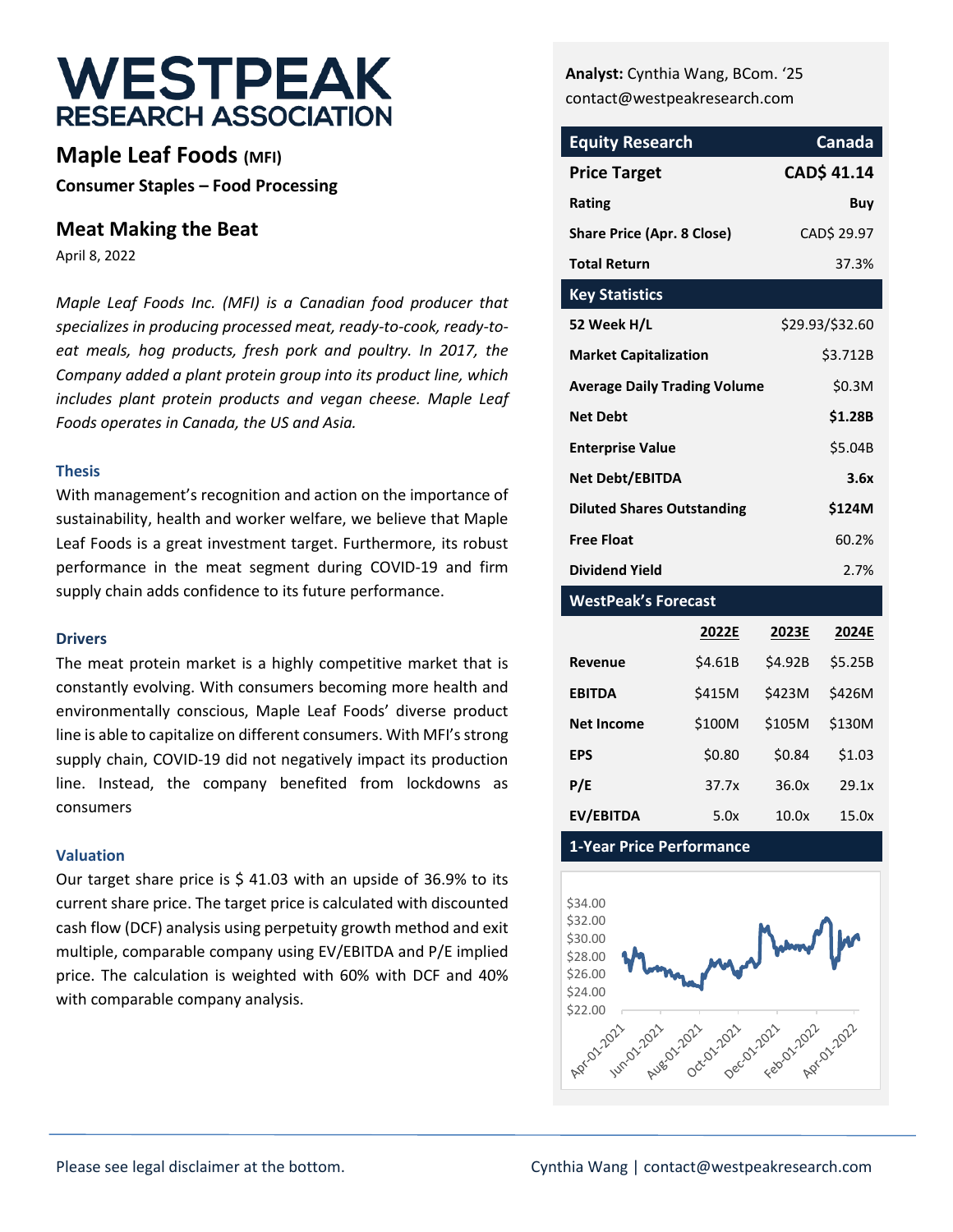# WESTPEAK RESEARCH ASSOCIATION

## Maple Leaf Foods (MFI)

**Consumer Staples – Food Processing**

## Meat Making the Beat

April 8, 2022

*Maple Leaf Foods Inc. (MFI) is a Canadian food producer that specializes in producing processed meat, ready-to-cook, ready-to-eat meals, hog products, fresh pork and poultry. In 2017, the Company added a plant protein group into its product line, which includes plant protein products and vegan cheese. Maple Leaf Foods operates in Canada, the US and Asia.*

### Thesis

With management's recognition and action on the importance of sustainability, health and worker welfare, we believe that Maple Leaf Foods is a great investment target. Furthermore, its robust performance in the meat segment during COVID-19 and firm supply chain adds confidence to its future performance.

### Drivers

The meat protein market is a highly competitive market that is constantly evolving. With consumers becoming more health and environmentally conscious, Maple Leaf Foods' diverse product line is able to capitalize on different consumers. With MFI's strong supply chain, COVID-19 did not negatively impact its production line. Instead, the company benefited from lockdowns as consumers

### Valuation

Our target share price is $ 41.03 with an upside of 36.9% to its current share price. The target price is calculated with discounted cash flow (DCF) analysis using perpetuity growth method and exit multiple, comparable company using EV/EBITDA and P/E implied price. The calculation is weighted with 60% with DCF and 40% with comparable company analysis.

**Analyst:** Cynthia Wang, BCom. '25
contact@westpeakresearch.com

| Equity Research | Canada |
|---|---|
| **Price Target** | **CAD$ 41.14** |
| **Rating** | **Buy** |
| **Share Price (Apr. 8 Close)** | CAD$ 29.97 |
| **Total Return** | 37.3% |

| Key Statistics | |
|---|---|
| **52 Week H/L** | $29.93/$32.60 |
| **Market Capitalization** | $3.712B |
| **Average Daily Trading Volume** | $0.3M |
| **Net Debt** | **$1.28B** |
| **Enterprise Value** | $5.04B |
| **Net Debt/EBITDA** | **3.6x** |
| **Diluted Shares Outstanding** | **$124M** |
| **Free Float** | 60.2% |
| **Dividend Yield** | 2.7% |

| WestPeak's Forecast | 2022E | 2023E | 2024E |
|---|---|---|---|
| **Revenue** | $4.61B | $4.92B | $5.25B |
| **EBITDA** | $415M | $423M | $426M |
| **Net Income** | $100M | $105M | $130M |
| **EPS** | $0.80 | $0.84 | $1.03 |
| **P/E** | 37.7x | 36.0x | 29.1x |
| **EV/EBITDA** | 5.0x | 10.0x | 15.0x |

**1-Year Price Performance**

Please see legal disclaimer at the bottom.

Cynthia Wang | contact@westpeakresearch.com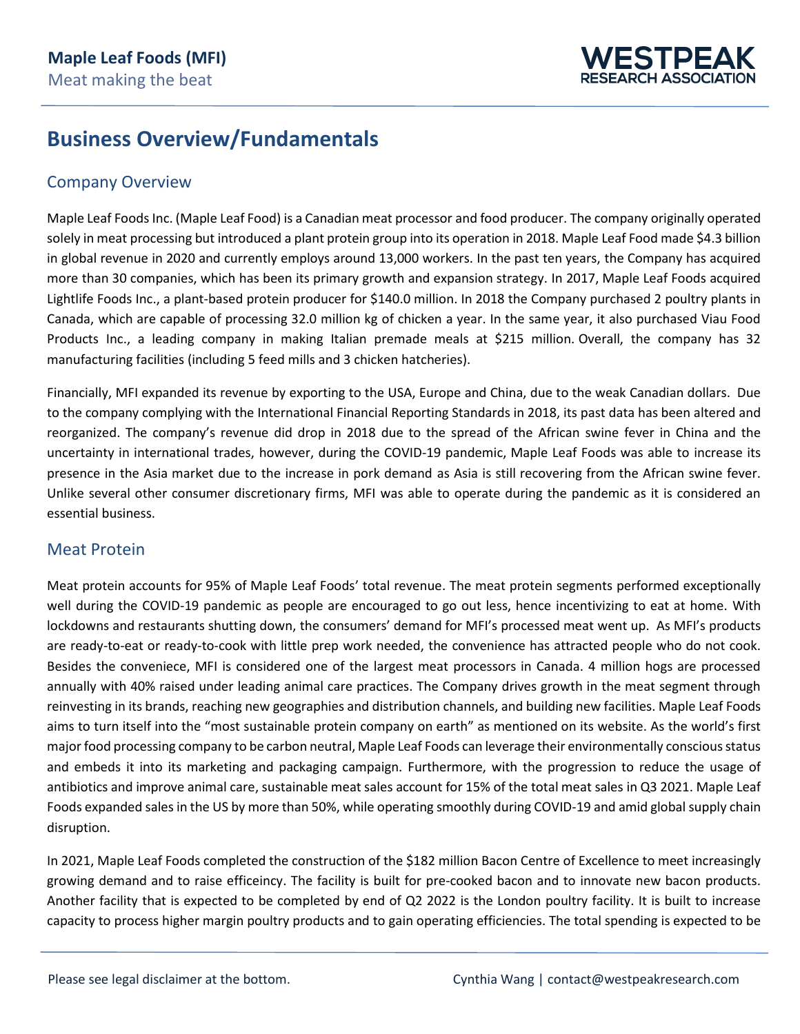# Business Overview/Fundamentals

## Company Overview

Maple Leaf Foods Inc. (Maple Leaf Food) is a Canadian meat processor and food producer. The company originally operated solely in meat processing but introduced a plant protein group into its operation in 2018. Maple Leaf Food made $4.3 billion in global revenue in 2020 and currently employs around 13,000 workers. In the past ten years, the Company has acquired more than 30 companies, which has been its primary growth and expansion strategy. In 2017, Maple Leaf Foods acquired Lightlife Foods Inc., a plant-based protein producer for $140.0 million. In 2018 the Company purchased 2 poultry plants in Canada, which are capable of processing 32.0 million kg of chicken a year. In the same year, it also purchased Viau Food Products Inc., a leading company in making Italian premade meals at $215 million. Overall, the company has 32 manufacturing facilities (including 5 feed mills and 3 chicken hatcheries).

Financially, MFI expanded its revenue by exporting to the USA, Europe and China, due to the weak Canadian dollars. Due to the company complying with the International Financial Reporting Standards in 2018, its past data has been altered and reorganized. The company's revenue did drop in 2018 due to the spread of the African swine fever in China and the uncertainty in international trades, however, during the COVID-19 pandemic, Maple Leaf Foods was able to increase its presence in the Asia market due to the increase in pork demand as Asia is still recovering from the African swine fever. Unlike several other consumer discretionary firms, MFI was able to operate during the pandemic as it is considered an essential business.

## Meat Protein

Meat protein accounts for 95% of Maple Leaf Foods' total revenue. The meat protein segments performed exceptionally well during the COVID-19 pandemic as people are encouraged to go out less, hence incentivizing to eat at home. With lockdowns and restaurants shutting down, the consumers' demand for MFI's processed meat went up. As MFI's products are ready-to-eat or ready-to-cook with little prep work needed, the convenience has attracted people who do not cook. Besides the conveniece, MFI is considered one of the largest meat processors in Canada. 4 million hogs are processed annually with 40% raised under leading animal care practices. The Company drives growth in the meat segment through reinvesting in its brands, reaching new geographies and distribution channels, and building new facilities. Maple Leaf Foods aims to turn itself into the "most sustainable protein company on earth" as mentioned on its website. As the world's first major food processing company to be carbon neutral, Maple Leaf Foods can leverage their environmentally conscious status and embeds it into its marketing and packaging campaign. Furthermore, with the progression to reduce the usage of antibiotics and improve animal care, sustainable meat sales account for 15% of the total meat sales in Q3 2021. Maple Leaf Foods expanded sales in the US by more than 50%, while operating smoothly during COVID-19 and amid global supply chain disruption.

In 2021, Maple Leaf Foods completed the construction of the $182 million Bacon Centre of Excellence to meet increasingly growing demand and to raise efficeincy. The facility is built for pre-cooked bacon and to innovate new bacon products. Another facility that is expected to be completed by end of Q2 2022 is the London poultry facility. It is built to increase capacity to process higher margin poultry products and to gain operating efficiencies. The total spending is expected to be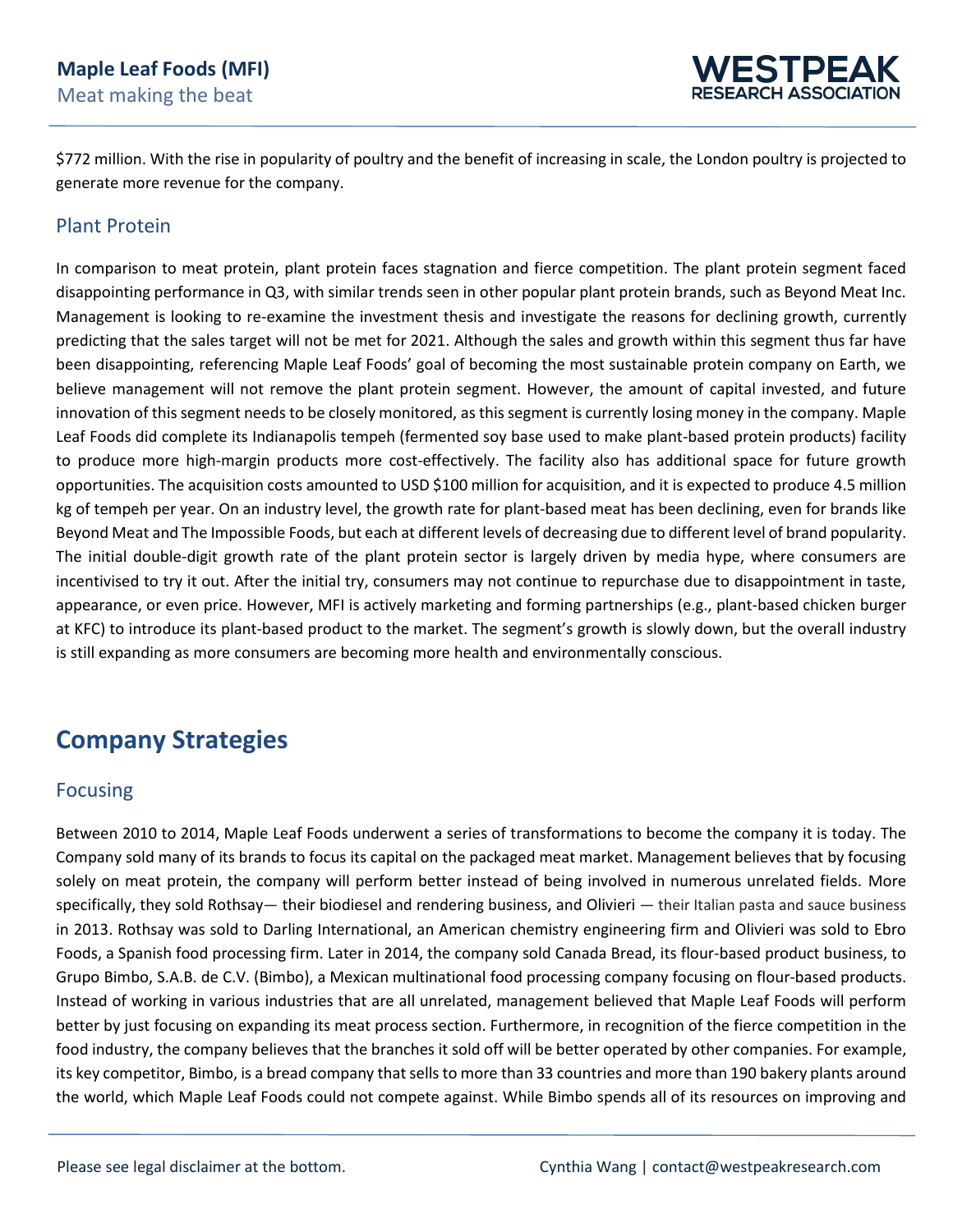$772 million. With the rise in popularity of poultry and the benefit of increasing in scale, the London poultry is projected to generate more revenue for the company.

### Plant Protein

In comparison to meat protein, plant protein faces stagnation and fierce competition. The plant protein segment faced disappointing performance in Q3, with similar trends seen in other popular plant protein brands, such as Beyond Meat Inc. Management is looking to re-examine the investment thesis and investigate the reasons for declining growth, currently predicting that the sales target will not be met for 2021. Although the sales and growth within this segment thus far have been disappointing, referencing Maple Leaf Foods' goal of becoming the most sustainable protein company on Earth, we believe management will not remove the plant protein segment. However, the amount of capital invested, and future innovation of this segment needs to be closely monitored, as this segment is currently losing money in the company. Maple Leaf Foods did complete its Indianapolis tempeh (fermented soy base used to make plant-based protein products) facility to produce more high-margin products more cost-effectively. The facility also has additional space for future growth opportunities. The acquisition costs amounted to USD $100 million for acquisition, and it is expected to produce 4.5 million kg of tempeh per year. On an industry level, the growth rate for plant-based meat has been declining, even for brands like Beyond Meat and The Impossible Foods, but each at different levels of decreasing due to different level of brand popularity. The initial double-digit growth rate of the plant protein sector is largely driven by media hype, where consumers are incentivised to try it out. After the initial try, consumers may not continue to repurchase due to disappointment in taste, appearance, or even price. However, MFI is actively marketing and forming partnerships (e.g., plant-based chicken burger at KFC) to introduce its plant-based product to the market. The segment's growth is slowly down, but the overall industry is still expanding as more consumers are becoming more health and environmentally conscious.

## Company Strategies

### Focusing

Between 2010 to 2014, Maple Leaf Foods underwent a series of transformations to become the company it is today. The Company sold many of its brands to focus its capital on the packaged meat market. Management believes that by focusing solely on meat protein, the company will perform better instead of being involved in numerous unrelated fields. More specifically, they sold Rothsay— their biodiesel and rendering business, and Olivieri — their Italian pasta and sauce business in 2013. Rothsay was sold to Darling International, an American chemistry engineering firm and Olivieri was sold to Ebro Foods, a Spanish food processing firm. Later in 2014, the company sold Canada Bread, its flour-based product business, to Grupo Bimbo, S.A.B. de C.V. (Bimbo), a Mexican multinational food processing company focusing on flour-based products. Instead of working in various industries that are all unrelated, management believed that Maple Leaf Foods will perform better by just focusing on expanding its meat process section. Furthermore, in recognition of the fierce competition in the food industry, the company believes that the branches it sold off will be better operated by other companies. For example, its key competitor, Bimbo, is a bread company that sells to more than 33 countries and more than 190 bakery plants around the world, which Maple Leaf Foods could not compete against. While Bimbo spends all of its resources on improving and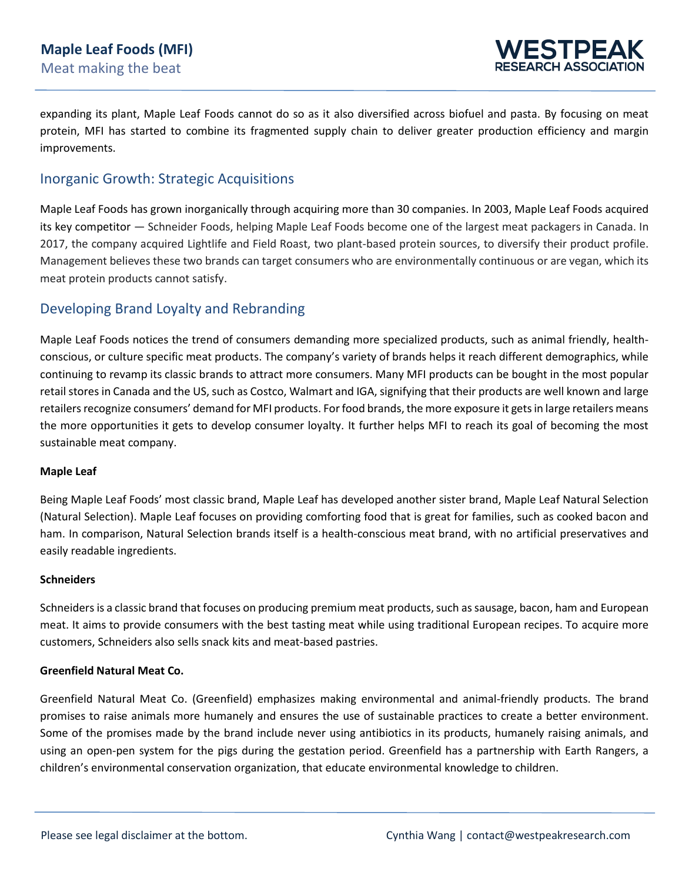expanding its plant, Maple Leaf Foods cannot do so as it also diversified across biofuel and pasta. By focusing on meat protein, MFI has started to combine its fragmented supply chain to deliver greater production efficiency and margin improvements.

## Inorganic Growth: Strategic Acquisitions

Maple Leaf Foods has grown inorganically through acquiring more than 30 companies. In 2003, Maple Leaf Foods acquired its key competitor — Schneider Foods, helping Maple Leaf Foods become one of the largest meat packagers in Canada. In 2017, the company acquired Lightlife and Field Roast, two plant-based protein sources, to diversify their product profile. Management believes these two brands can target consumers who are environmentally continuous or are vegan, which its meat protein products cannot satisfy.

## Developing Brand Loyalty and Rebranding

Maple Leaf Foods notices the trend of consumers demanding more specialized products, such as animal friendly, health-conscious, or culture specific meat products. The company's variety of brands helps it reach different demographics, while continuing to revamp its classic brands to attract more consumers. Many MFI products can be bought in the most popular retail stores in Canada and the US, such as Costco, Walmart and IGA, signifying that their products are well known and large retailers recognize consumers' demand for MFI products. For food brands, the more exposure it gets in large retailers means the more opportunities it gets to develop consumer loyalty. It further helps MFI to reach its goal of becoming the most sustainable meat company.

**Maple Leaf**

Being Maple Leaf Foods' most classic brand, Maple Leaf has developed another sister brand, Maple Leaf Natural Selection (Natural Selection). Maple Leaf focuses on providing comforting food that is great for families, such as cooked bacon and ham. In comparison, Natural Selection brands itself is a health-conscious meat brand, with no artificial preservatives and easily readable ingredients.

**Schneiders**

Schneiders is a classic brand that focuses on producing premium meat products, such as sausage, bacon, ham and European meat. It aims to provide consumers with the best tasting meat while using traditional European recipes. To acquire more customers, Schneiders also sells snack kits and meat-based pastries.

**Greenfield Natural Meat Co.**

Greenfield Natural Meat Co. (Greenfield) emphasizes making environmental and animal-friendly products. The brand promises to raise animals more humanely and ensures the use of sustainable practices to create a better environment. Some of the promises made by the brand include never using antibiotics in its products, humanely raising animals, and using an open-pen system for the pigs during the gestation period. Greenfield has a partnership with Earth Rangers, a children's environmental conservation organization, that educate environmental knowledge to children.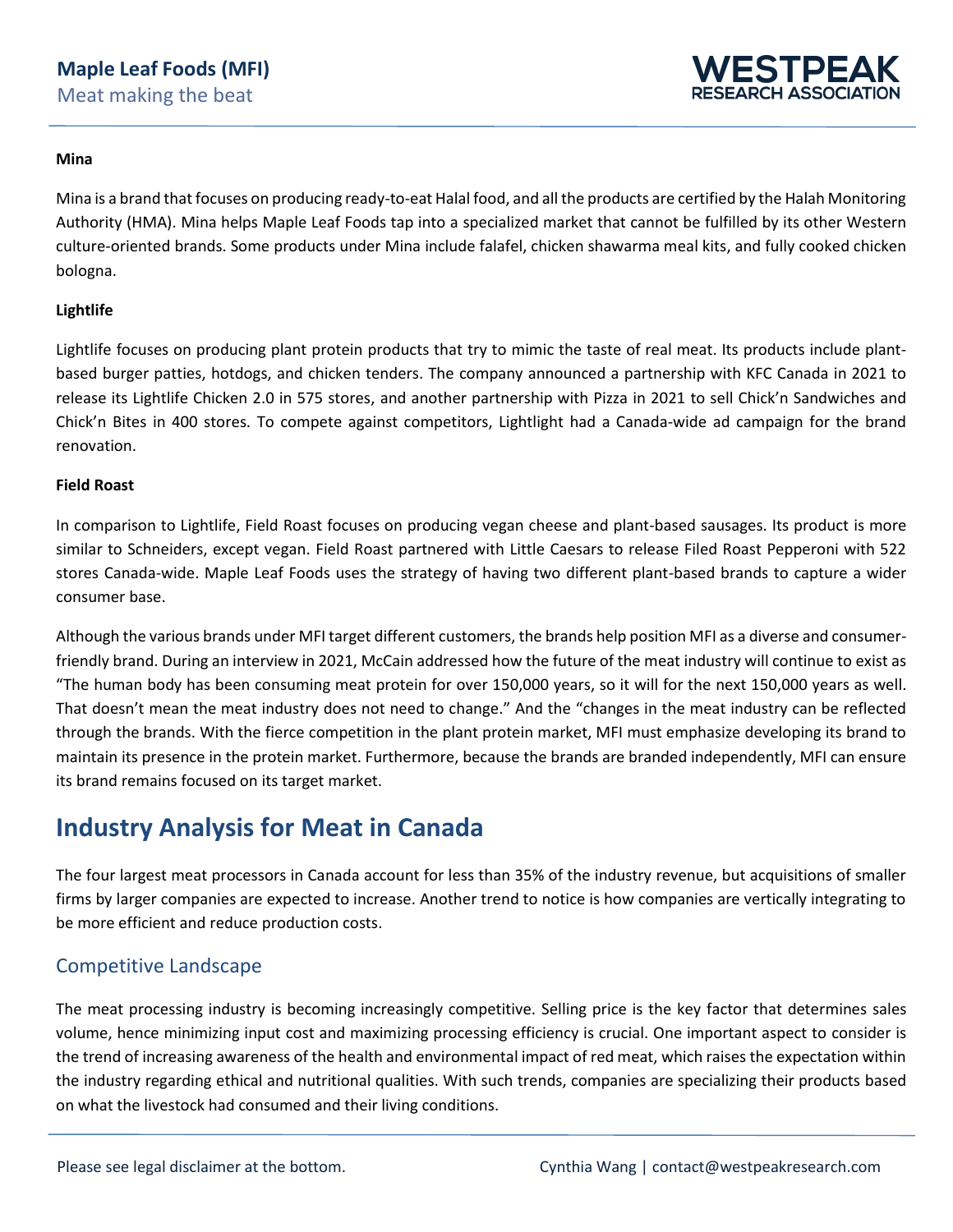**Mina**

Mina is a brand that focuses on producing ready-to-eat Halal food, and all the products are certified by the Halah Monitoring Authority (HMA). Mina helps Maple Leaf Foods tap into a specialized market that cannot be fulfilled by its other Western culture-oriented brands. Some products under Mina include falafel, chicken shawarma meal kits, and fully cooked chicken bologna.

**Lightlife**

Lightlife focuses on producing plant protein products that try to mimic the taste of real meat. Its products include plant-based burger patties, hotdogs, and chicken tenders. The company announced a partnership with KFC Canada in 2021 to release its Lightlife Chicken 2.0 in 575 stores, and another partnership with Pizza in 2021 to sell Chick'n Sandwiches and Chick'n Bites in 400 stores. To compete against competitors, Lightlight had a Canada-wide ad campaign for the brand renovation.

**Field Roast**

In comparison to Lightlife, Field Roast focuses on producing vegan cheese and plant-based sausages. Its product is more similar to Schneiders, except vegan. Field Roast partnered with Little Caesars to release Filed Roast Pepperoni with 522 stores Canada-wide. Maple Leaf Foods uses the strategy of having two different plant-based brands to capture a wider consumer base.

Although the various brands under MFI target different customers, the brands help position MFI as a diverse and consumer-friendly brand. During an interview in 2021, McCain addressed how the future of the meat industry will continue to exist as "The human body has been consuming meat protein for over 150,000 years, so it will for the next 150,000 years as well. That doesn't mean the meat industry does not need to change." And the "changes in the meat industry can be reflected through the brands. With the fierce competition in the plant protein market, MFI must emphasize developing its brand to maintain its presence in the protein market. Furthermore, because the brands are branded independently, MFI can ensure its brand remains focused on its target market.

# Industry Analysis for Meat in Canada

The four largest meat processors in Canada account for less than 35% of the industry revenue, but acquisitions of smaller firms by larger companies are expected to increase. Another trend to notice is how companies are vertically integrating to be more efficient and reduce production costs.

## Competitive Landscape

The meat processing industry is becoming increasingly competitive. Selling price is the key factor that determines sales volume, hence minimizing input cost and maximizing processing efficiency is crucial. One important aspect to consider is the trend of increasing awareness of the health and environmental impact of red meat, which raises the expectation within the industry regarding ethical and nutritional qualities. With such trends, companies are specializing their products based on what the livestock had consumed and their living conditions.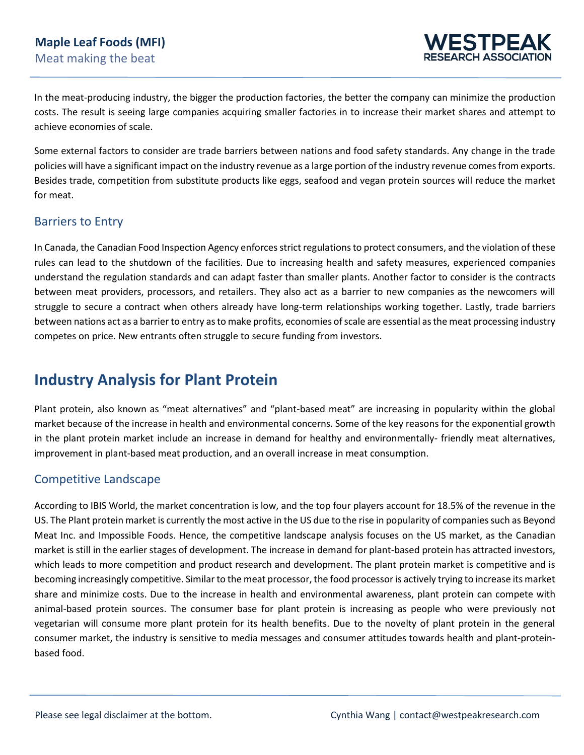In the meat-producing industry, the bigger the production factories, the better the company can minimize the production costs. The result is seeing large companies acquiring smaller factories in to increase their market shares and attempt to achieve economies of scale.

Some external factors to consider are trade barriers between nations and food safety standards. Any change in the trade policies will have a significant impact on the industry revenue as a large portion of the industry revenue comes from exports. Besides trade, competition from substitute products like eggs, seafood and vegan protein sources will reduce the market for meat.

### Barriers to Entry

In Canada, the Canadian Food Inspection Agency enforces strict regulations to protect consumers, and the violation of these rules can lead to the shutdown of the facilities. Due to increasing health and safety measures, experienced companies understand the regulation standards and can adapt faster than smaller plants. Another factor to consider is the contracts between meat providers, processors, and retailers. They also act as a barrier to new companies as the newcomers will struggle to secure a contract when others already have long-term relationships working together. Lastly, trade barriers between nations act as a barrier to entry as to make profits, economies of scale are essential as the meat processing industry competes on price. New entrants often struggle to secure funding from investors.

## Industry Analysis for Plant Protein

Plant protein, also known as "meat alternatives" and "plant-based meat" are increasing in popularity within the global market because of the increase in health and environmental concerns. Some of the key reasons for the exponential growth in the plant protein market include an increase in demand for healthy and environmentally- friendly meat alternatives, improvement in plant-based meat production, and an overall increase in meat consumption.

### Competitive Landscape

According to IBIS World, the market concentration is low, and the top four players account for 18.5% of the revenue in the US. The Plant protein market is currently the most active in the US due to the rise in popularity of companies such as Beyond Meat Inc. and Impossible Foods. Hence, the competitive landscape analysis focuses on the US market, as the Canadian market is still in the earlier stages of development. The increase in demand for plant-based protein has attracted investors, which leads to more competition and product research and development. The plant protein market is competitive and is becoming increasingly competitive. Similar to the meat processor, the food processor is actively trying to increase its market share and minimize costs. Due to the increase in health and environmental awareness, plant protein can compete with animal-based protein sources. The consumer base for plant protein is increasing as people who were previously not vegetarian will consume more plant protein for its health benefits. Due to the novelty of plant protein in the general consumer market, the industry is sensitive to media messages and consumer attitudes towards health and plant-protein-based food.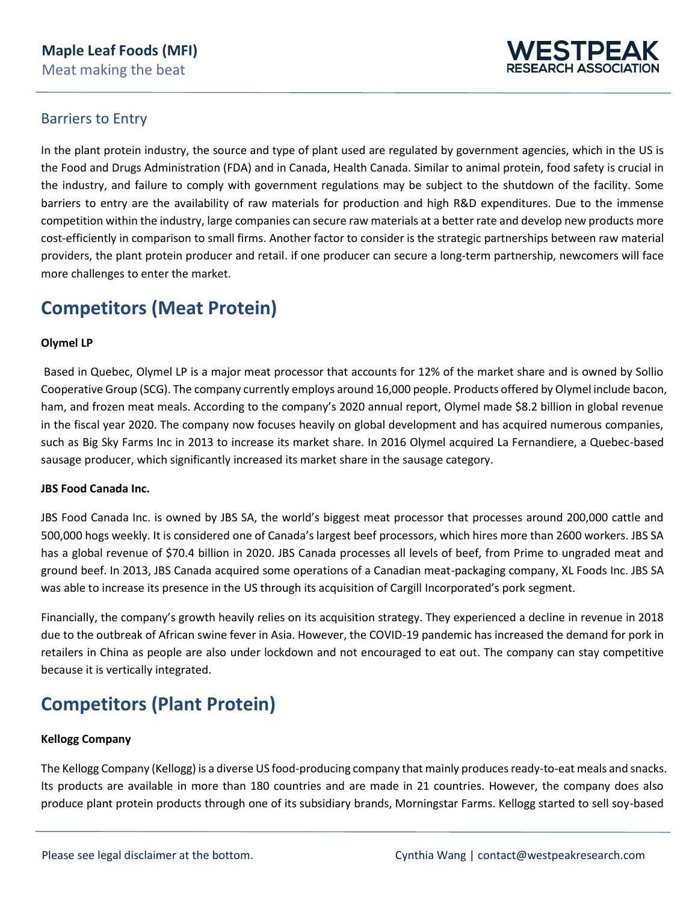## Barriers to Entry

In the plant protein industry, the source and type of plant used are regulated by government agencies, which in the US is the Food and Drugs Administration (FDA) and in Canada, Health Canada. Similar to animal protein, food safety is crucial in the industry, and failure to comply with government regulations may be subject to the shutdown of the facility. Some barriers to entry are the availability of raw materials for production and high R&D expenditures. Due to the immense competition within the industry, large companies can secure raw materials at a better rate and develop new products more cost-efficiently in comparison to small firms. Another factor to consider is the strategic partnerships between raw material providers, the plant protein producer and retail. if one producer can secure a long-term partnership, newcomers will face more challenges to enter the market.

# Competitors (Meat Protein)

**Olymel LP**

Based in Quebec, Olymel LP is a major meat processor that accounts for 12% of the market share and is owned by Sollio Cooperative Group (SCG). The company currently employs around 16,000 people. Products offered by Olymel include bacon, ham, and frozen meat meals. According to the company's 2020 annual report, Olymel made $8.2 billion in global revenue in the fiscal year 2020. The company now focuses heavily on global development and has acquired numerous companies, such as Big Sky Farms Inc in 2013 to increase its market share. In 2016 Olymel acquired La Fernandiere, a Quebec-based sausage producer, which significantly increased its market share in the sausage category.

**JBS Food Canada Inc.**

JBS Food Canada Inc. is owned by JBS SA, the world's biggest meat processor that processes around 200,000 cattle and 500,000 hogs weekly. It is considered one of Canada's largest beef processors, which hires more than 2600 workers. JBS SA has a global revenue of $70.4 billion in 2020. JBS Canada processes all levels of beef, from Prime to ungraded meat and ground beef. In 2013, JBS Canada acquired some operations of a Canadian meat-packaging company, XL Foods Inc. JBS SA was able to increase its presence in the US through its acquisition of Cargill Incorporated's pork segment.

Financially, the company's growth heavily relies on its acquisition strategy. They experienced a decline in revenue in 2018 due to the outbreak of African swine fever in Asia. However, the COVID-19 pandemic has increased the demand for pork in retailers in China as people are also under lockdown and not encouraged to eat out. The company can stay competitive because it is vertically integrated.

# Competitors (Plant Protein)

**Kellogg Company**

The Kellogg Company (Kellogg) is a diverse US food-producing company that mainly produces ready-to-eat meals and snacks. Its products are available in more than 180 countries and are made in 21 countries. However, the company does also produce plant protein products through one of its subsidiary brands, Morningstar Farms. Kellogg started to sell soy-based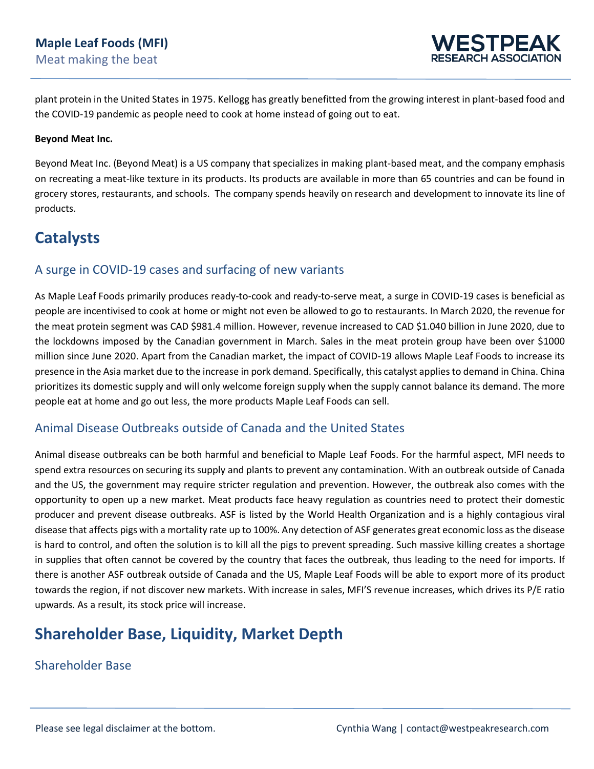plant protein in the United States in 1975. Kellogg has greatly benefitted from the growing interest in plant-based food and the COVID-19 pandemic as people need to cook at home instead of going out to eat.

**Beyond Meat Inc.**

Beyond Meat Inc. (Beyond Meat) is a US company that specializes in making plant-based meat, and the company emphasis on recreating a meat-like texture in its products. Its products are available in more than 65 countries and can be found in grocery stores, restaurants, and schools. The company spends heavily on research and development to innovate its line of products.

# Catalysts

## A surge in COVID-19 cases and surfacing of new variants

As Maple Leaf Foods primarily produces ready-to-cook and ready-to-serve meat, a surge in COVID-19 cases is beneficial as people are incentivised to cook at home or might not even be allowed to go to restaurants. In March 2020, the revenue for the meat protein segment was CAD $981.4 million. However, revenue increased to CAD $1.040 billion in June 2020, due to the lockdowns imposed by the Canadian government in March. Sales in the meat protein group have been over $1000 million since June 2020. Apart from the Canadian market, the impact of COVID-19 allows Maple Leaf Foods to increase its presence in the Asia market due to the increase in pork demand. Specifically, this catalyst applies to demand in China. China prioritizes its domestic supply and will only welcome foreign supply when the supply cannot balance its demand. The more people eat at home and go out less, the more products Maple Leaf Foods can sell.

## Animal Disease Outbreaks outside of Canada and the United States

Animal disease outbreaks can be both harmful and beneficial to Maple Leaf Foods. For the harmful aspect, MFI needs to spend extra resources on securing its supply and plants to prevent any contamination. With an outbreak outside of Canada and the US, the government may require stricter regulation and prevention. However, the outbreak also comes with the opportunity to open up a new market. Meat products face heavy regulation as countries need to protect their domestic producer and prevent disease outbreaks. ASF is listed by the World Health Organization and is a highly contagious viral disease that affects pigs with a mortality rate up to 100%. Any detection of ASF generates great economic loss as the disease is hard to control, and often the solution is to kill all the pigs to prevent spreading. Such massive killing creates a shortage in supplies that often cannot be covered by the country that faces the outbreak, thus leading to the need for imports. If there is another ASF outbreak outside of Canada and the US, Maple Leaf Foods will be able to export more of its product towards the region, if not discover new markets. With increase in sales, MFI'S revenue increases, which drives its P/E ratio upwards. As a result, its stock price will increase.

# Shareholder Base, Liquidity, Market Depth

## Shareholder Base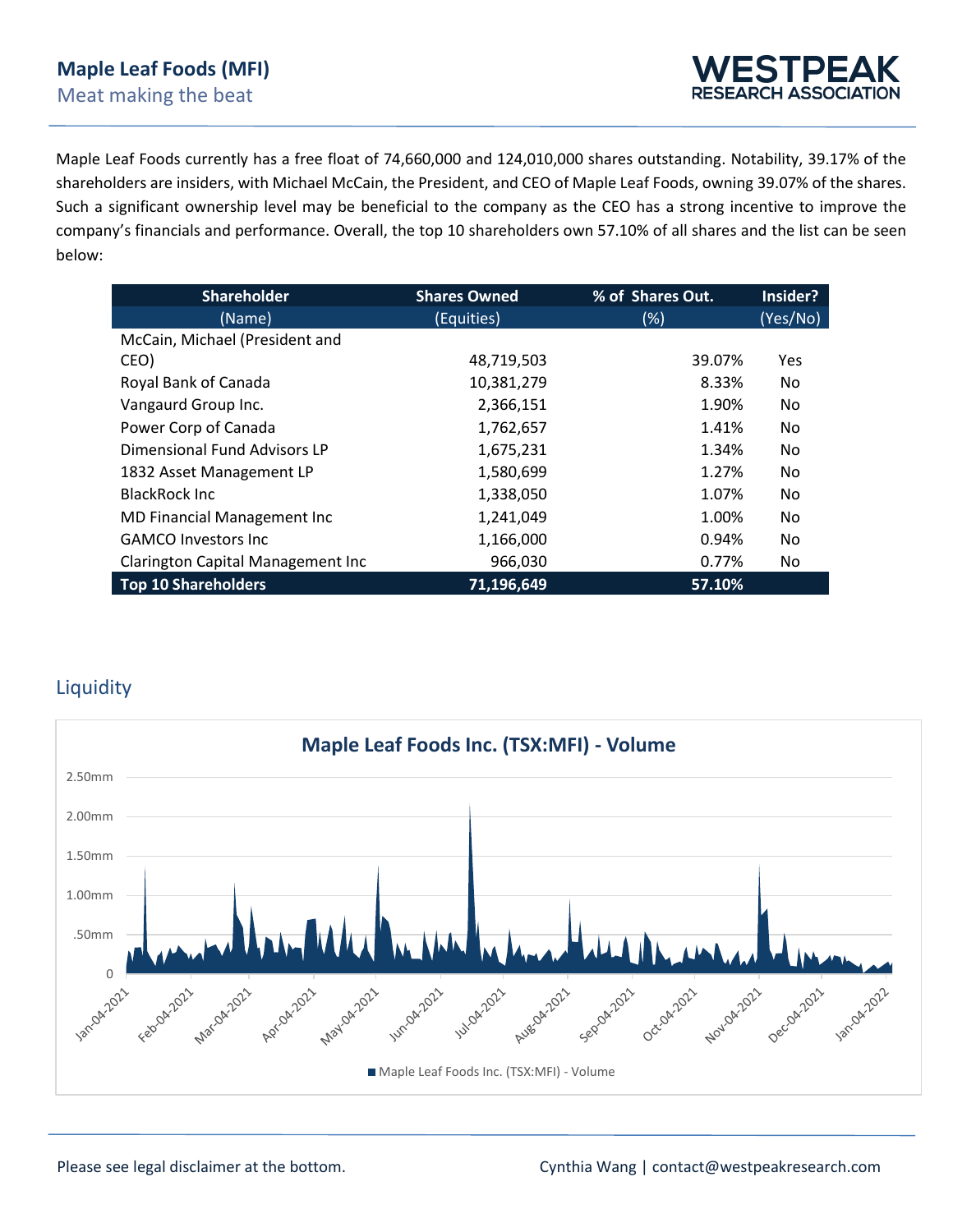Maple Leaf Foods currently has a free float of 74,660,000 and 124,010,000 shares outstanding. Notability, 39.17% of the shareholders are insiders, with Michael McCain, the President, and CEO of Maple Leaf Foods, owning 39.07% of the shares. Such a significant ownership level may be beneficial to the company as the CEO has a strong incentive to improve the company's financials and performance. Overall, the top 10 shareholders own 57.10% of all shares and the list can be seen below:

| Shareholder (Name) | Shares Owned (Equities) | % of Shares Out. (%) | Insider? (Yes/No) |
|---|---|---|---|
| McCain, Michael (President and CEO) | 48,719,503 | 39.07% | Yes |
| Royal Bank of Canada | 10,381,279 | 8.33% | No |
| Vangaurd Group Inc. | 2,366,151 | 1.90% | No |
| Power Corp of Canada | 1,762,657 | 1.41% | No |
| Dimensional Fund Advisors LP | 1,675,231 | 1.34% | No |
| 1832 Asset Management LP | 1,580,699 | 1.27% | No |
| BlackRock Inc | 1,338,050 | 1.07% | No |
| MD Financial Management Inc | 1,241,049 | 1.00% | No |
| GAMCO Investors Inc | 1,166,000 | 0.94% | No |
| Clarington Capital Management Inc | 966,030 | 0.77% | No |
| **Top 10 Shareholders** | **71,196,649** | **57.10%** | |

## Liquidity

**Maple Leaf Foods Inc. (TSX:MFI) - Volume**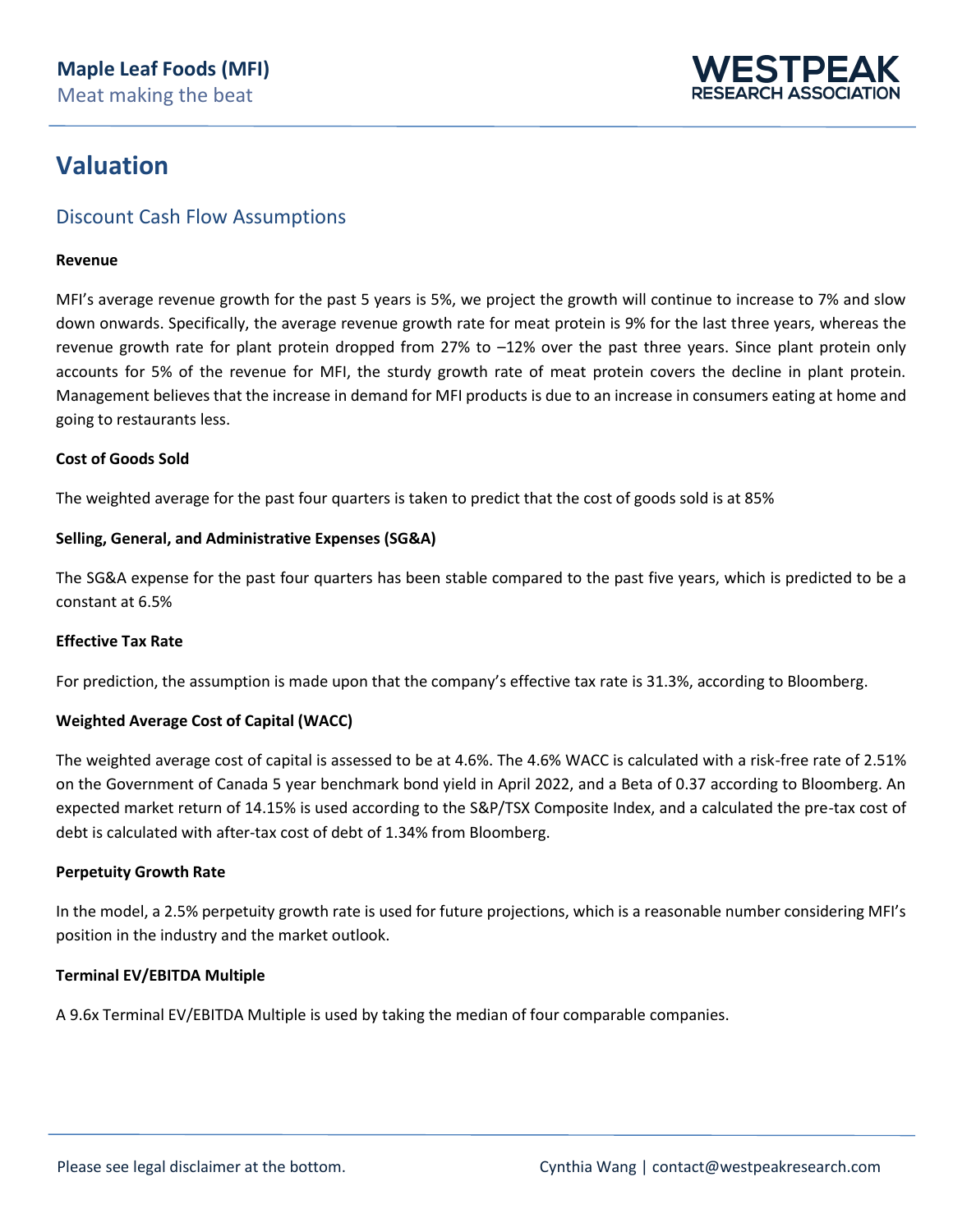# Valuation

## Discount Cash Flow Assumptions

**Revenue**

MFI's average revenue growth for the past 5 years is 5%, we project the growth will continue to increase to 7% and slow down onwards. Specifically, the average revenue growth rate for meat protein is 9% for the last three years, whereas the revenue growth rate for plant protein dropped from 27% to –12% over the past three years. Since plant protein only accounts for 5% of the revenue for MFI, the sturdy growth rate of meat protein covers the decline in plant protein. Management believes that the increase in demand for MFI products is due to an increase in consumers eating at home and going to restaurants less.

**Cost of Goods Sold**

The weighted average for the past four quarters is taken to predict that the cost of goods sold is at 85%

**Selling, General, and Administrative Expenses (SG&A)**

The SG&A expense for the past four quarters has been stable compared to the past five years, which is predicted to be a constant at 6.5%

**Effective Tax Rate**

For prediction, the assumption is made upon that the company's effective tax rate is 31.3%, according to Bloomberg.

**Weighted Average Cost of Capital (WACC)**

The weighted average cost of capital is assessed to be at 4.6%. The 4.6% WACC is calculated with a risk-free rate of 2.51% on the Government of Canada 5 year benchmark bond yield in April 2022, and a Beta of 0.37 according to Bloomberg. An expected market return of 14.15% is used according to the S&P/TSX Composite Index, and a calculated the pre-tax cost of debt is calculated with after-tax cost of debt of 1.34% from Bloomberg.

**Perpetuity Growth Rate**

In the model, a 2.5% perpetuity growth rate is used for future projections, which is a reasonable number considering MFI's position in the industry and the market outlook.

**Terminal EV/EBITDA Multiple**

A 9.6x Terminal EV/EBITDA Multiple is used by taking the median of four comparable companies.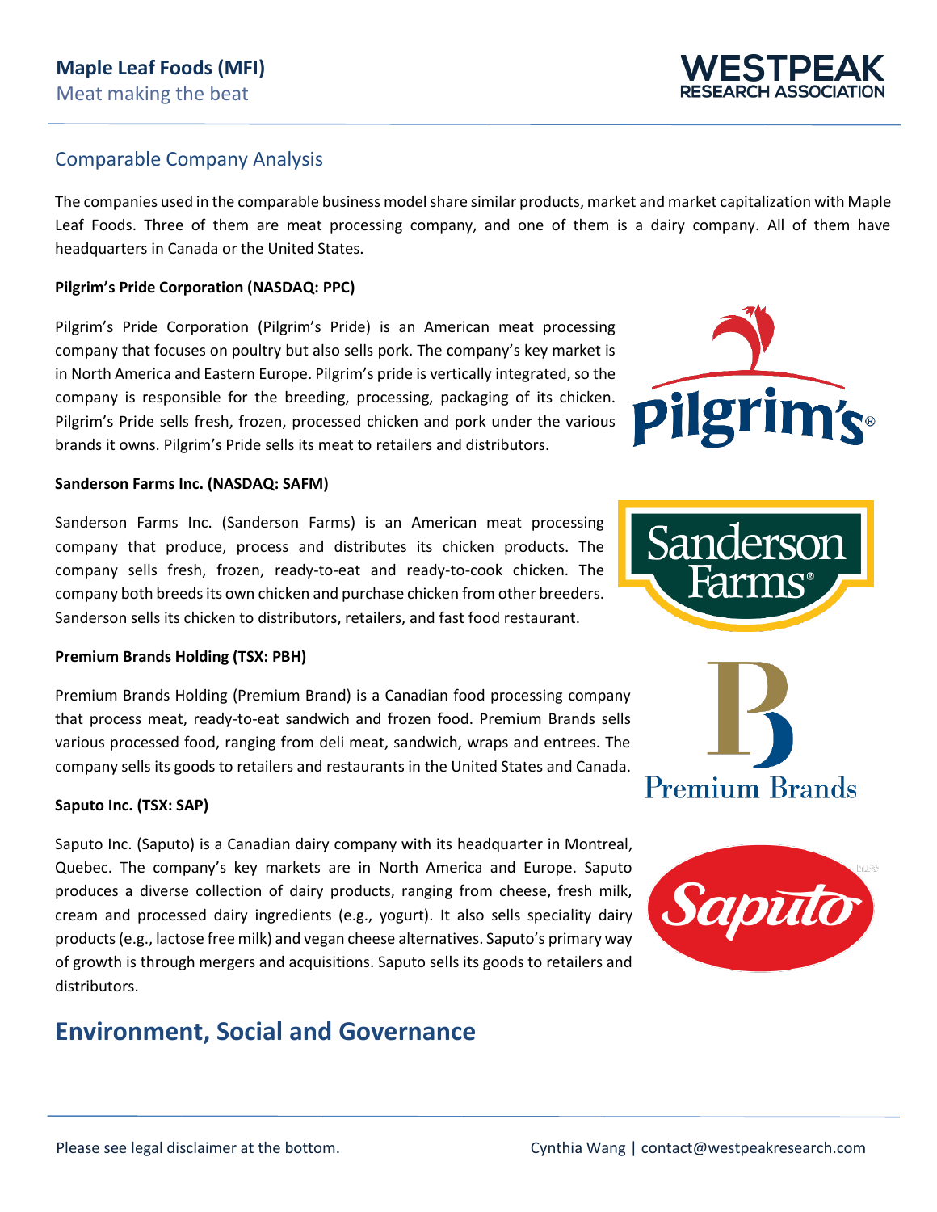## Comparable Company Analysis

The companies used in the comparable business model share similar products, market and market capitalization with Maple Leaf Foods. Three of them are meat processing company, and one of them is a dairy company. All of them have headquarters in Canada or the United States.

**Pilgrim's Pride Corporation (NASDAQ: PPC)**

Pilgrim's Pride Corporation (Pilgrim's Pride) is an American meat processing company that focuses on poultry but also sells pork. The company's key market is in North America and Eastern Europe. Pilgrim's pride is vertically integrated, so the company is responsible for the breeding, processing, packaging of its chicken. Pilgrim's Pride sells fresh, frozen, processed chicken and pork under the various brands it owns. Pilgrim's Pride sells its meat to retailers and distributors.

**Sanderson Farms Inc. (NASDAQ: SAFM)**

Sanderson Farms Inc. (Sanderson Farms) is an American meat processing company that produce, process and distributes its chicken products. The company sells fresh, frozen, ready-to-eat and ready-to-cook chicken. The company both breeds its own chicken and purchase chicken from other breeders. Sanderson sells its chicken to distributors, retailers, and fast food restaurant.

**Premium Brands Holding (TSX: PBH)**

Premium Brands Holding (Premium Brand) is a Canadian food processing company that process meat, ready-to-eat sandwich and frozen food. Premium Brands sells various processed food, ranging from deli meat, sandwich, wraps and entrees. The company sells its goods to retailers and restaurants in the United States and Canada.

**Saputo Inc. (TSX: SAP)**

Saputo Inc. (Saputo) is a Canadian dairy company with its headquarter in Montreal, Quebec. The company's key markets are in North America and Europe. Saputo produces a diverse collection of dairy products, ranging from cheese, fresh milk, cream and processed dairy ingredients (e.g., yogurt). It also sells speciality dairy products (e.g., lactose free milk) and vegan cheese alternatives. Saputo's primary way of growth is through mergers and acquisitions. Saputo sells its goods to retailers and distributors.

# Environment, Social and Governance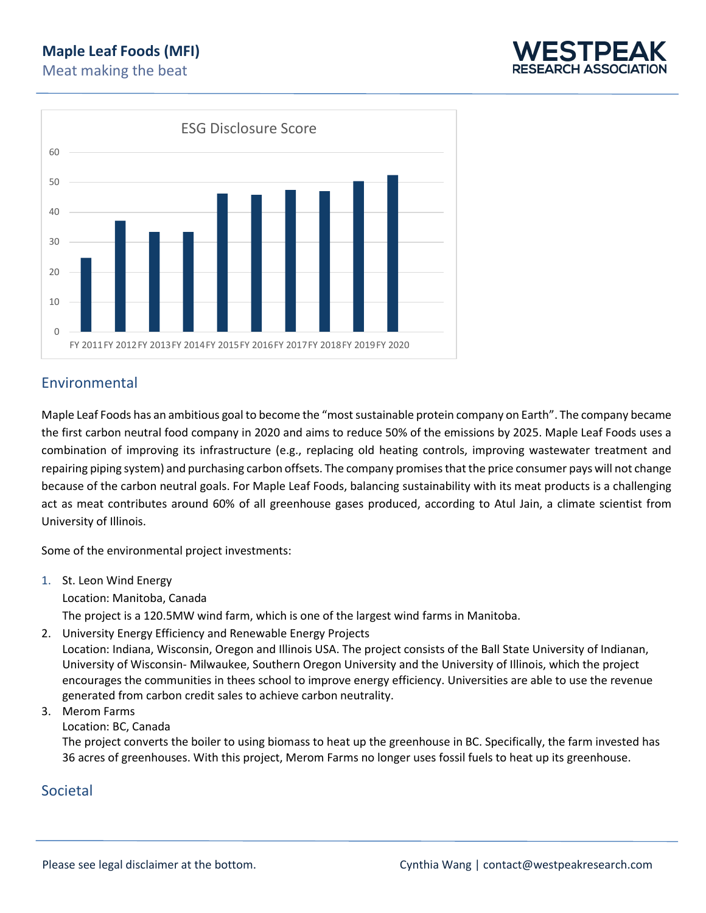ESG Disclosure Score

| | FY 2011 | FY 2012 | FY 2013 | FY 2014 | FY 2015 | FY 2016 | FY 2017 | FY 2018 | FY 2019 | FY 2020 |
|---|---|---|---|---|---|---|---|---|---|---|
| ESG Disclosure Score | ~24.8 | ~37.2 | ~33.5 | ~33.5 | ~46.3 | ~45.9 | ~47.5 | ~47.1 | ~50.4 | ~52.5 |

## Environmental

Maple Leaf Foods has an ambitious goal to become the "most sustainable protein company on Earth". The company became the first carbon neutral food company in 2020 and aims to reduce 50% of the emissions by 2025. Maple Leaf Foods uses a combination of improving its infrastructure (e.g., replacing old heating controls, improving wastewater treatment and repairing piping system) and purchasing carbon offsets. The company promises that the price consumer pays will not change because of the carbon neutral goals. For Maple Leaf Foods, balancing sustainability with its meat products is a challenging act as meat contributes around 60% of all greenhouse gases produced, according to Atul Jain, a climate scientist from University of Illinois.

Some of the environmental project investments:

1. St. Leon Wind Energy
   Location: Manitoba, Canada
   The project is a 120.5MW wind farm, which is one of the largest wind farms in Manitoba.
2. University Energy Efficiency and Renewable Energy Projects
   Location: Indiana, Wisconsin, Oregon and Illinois USA. The project consists of the Ball State University of Indianan, University of Wisconsin- Milwaukee, Southern Oregon University and the University of Illinois, which the project encourages the communities in thees school to improve energy efficiency. Universities are able to use the revenue generated from carbon credit sales to achieve carbon neutrality.
3. Merom Farms
   Location: BC, Canada
   The project converts the boiler to using biomass to heat up the greenhouse in BC. Specifically, the farm invested has 36 acres of greenhouses. With this project, Merom Farms no longer uses fossil fuels to heat up its greenhouse.

## Societal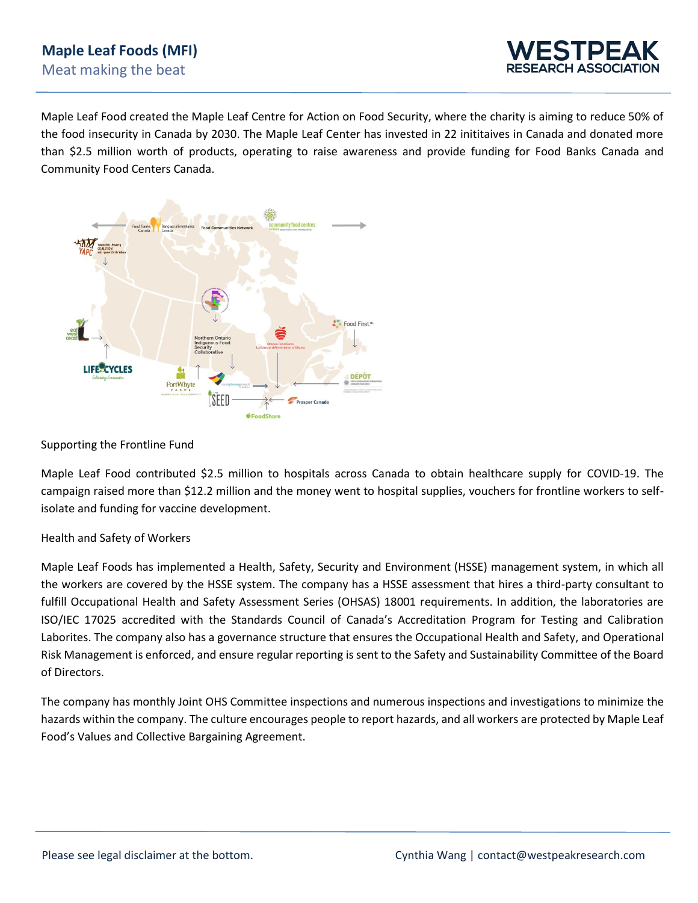Maple Leaf Food created the Maple Leaf Centre for Action on Food Security, where the charity is aiming to reduce 50% of the food insecurity in Canada by 2030. The Maple Leaf Center has invested in 22 inititaives in Canada and donated more than $2.5 million worth of products, operating to raise awareness and provide funding for Food Banks Canada and Community Food Centers Canada.

Supporting the Frontline Fund

Maple Leaf Food contributed $2.5 million to hospitals across Canada to obtain healthcare supply for COVID-19. The campaign raised more than $12.2 million and the money went to hospital supplies, vouchers for frontline workers to self-isolate and funding for vaccine development.

Health and Safety of Workers

Maple Leaf Foods has implemented a Health, Safety, Security and Environment (HSSE) management system, in which all the workers are covered by the HSSE system. The company has a HSSE assessment that hires a third-party consultant to fulfill Occupational Health and Safety Assessment Series (OHSAS) 18001 requirements. In addition, the laboratories are ISO/IEC 17025 accredited with the Standards Council of Canada's Accreditation Program for Testing and Calibration Laborites. The company also has a governance structure that ensures the Occupational Health and Safety, and Operational Risk Management is enforced, and ensure regular reporting is sent to the Safety and Sustainability Committee of the Board of Directors.

The company has monthly Joint OHS Committee inspections and numerous inspections and investigations to minimize the hazards within the company. The culture encourages people to report hazards, and all workers are protected by Maple Leaf Food's Values and Collective Bargaining Agreement.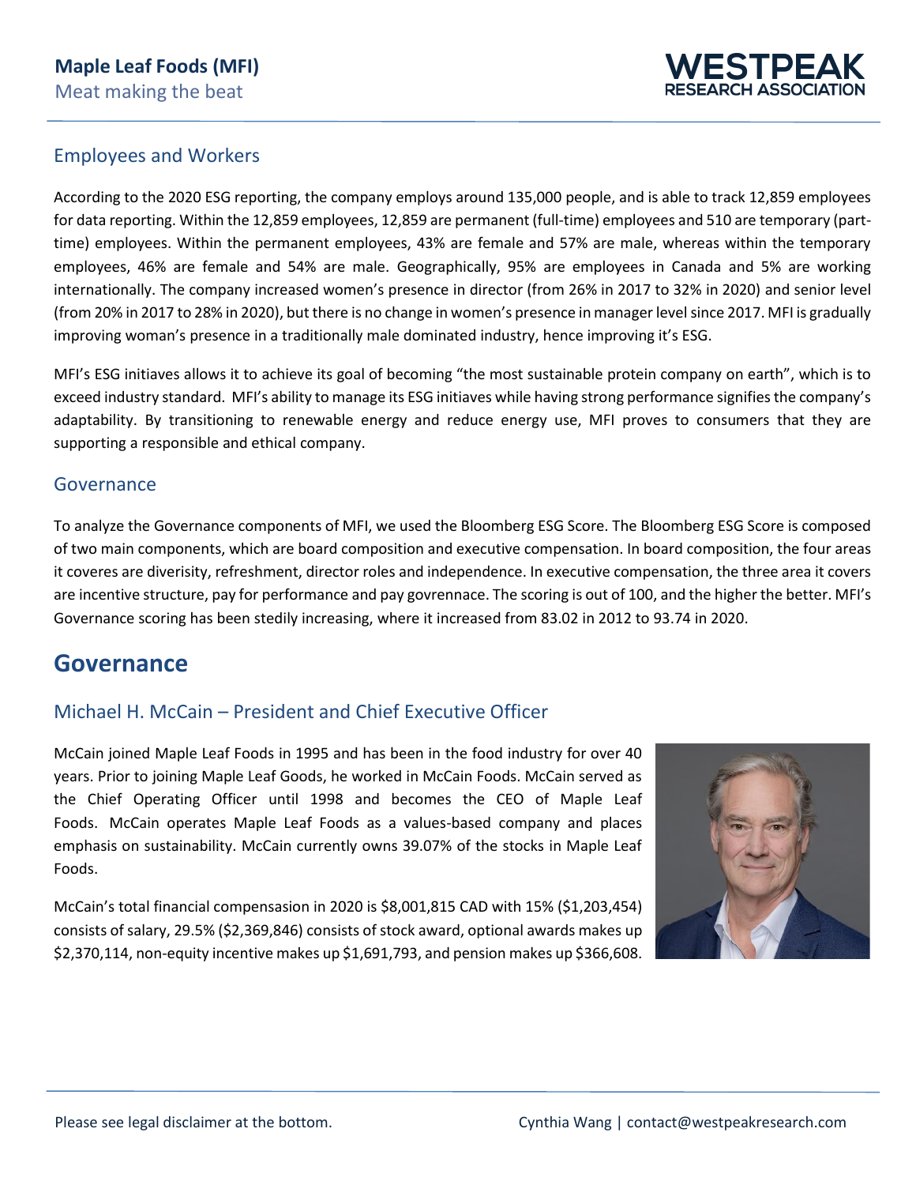## Employees and Workers

According to the 2020 ESG reporting, the company employs around 135,000 people, and is able to track 12,859 employees for data reporting. Within the 12,859 employees, 12,859 are permanent (full-time) employees and 510 are temporary (part-time) employees. Within the permanent employees, 43% are female and 57% are male, whereas within the temporary employees, 46% are female and 54% are male. Geographically, 95% are employees in Canada and 5% are working internationally. The company increased women's presence in director (from 26% in 2017 to 32% in 2020) and senior level (from 20% in 2017 to 28% in 2020), but there is no change in women's presence in manager level since 2017. MFI is gradually improving woman's presence in a traditionally male dominated industry, hence improving it's ESG.

MFI's ESG initiaves allows it to achieve its goal of becoming "the most sustainable protein company on earth", which is to exceed industry standard. MFI's ability to manage its ESG initiaves while having strong performance signifies the company's adaptability. By transitioning to renewable energy and reduce energy use, MFI proves to consumers that they are supporting a responsible and ethical company.

## Governance

To analyze the Governance components of MFI, we used the Bloomberg ESG Score. The Bloomberg ESG Score is composed of two main components, which are board composition and executive compensation. In board composition, the four areas it coveres are diveristy, refreshment, director roles and independence. In executive compensation, the three area it covers are incentive structure, pay for performance and pay govrennace. The scoring is out of 100, and the higher the better. MFI's Governance scoring has been stedily increasing, where it increased from 83.02 in 2012 to 93.74 in 2020.

# Governance

## Michael H. McCain – President and Chief Executive Officer

McCain joined Maple Leaf Foods in 1995 and has been in the food industry for over 40 years. Prior to joining Maple Leaf Goods, he worked in McCain Foods. McCain served as the Chief Operating Officer until 1998 and becomes the CEO of Maple Leaf Foods. McCain operates Maple Leaf Foods as a values-based company and places emphasis on sustainability. McCain currently owns 39.07% of the stocks in Maple Leaf Foods.

McCain's total financial compensasion in 2020 is $8,001,815 CAD with 15% ($1,203,454) consists of salary, 29.5% ($2,369,846) consists of stock award, optional awards makes up $2,370,114, non-equity incentive makes up $1,691,793, and pension makes up $366,608.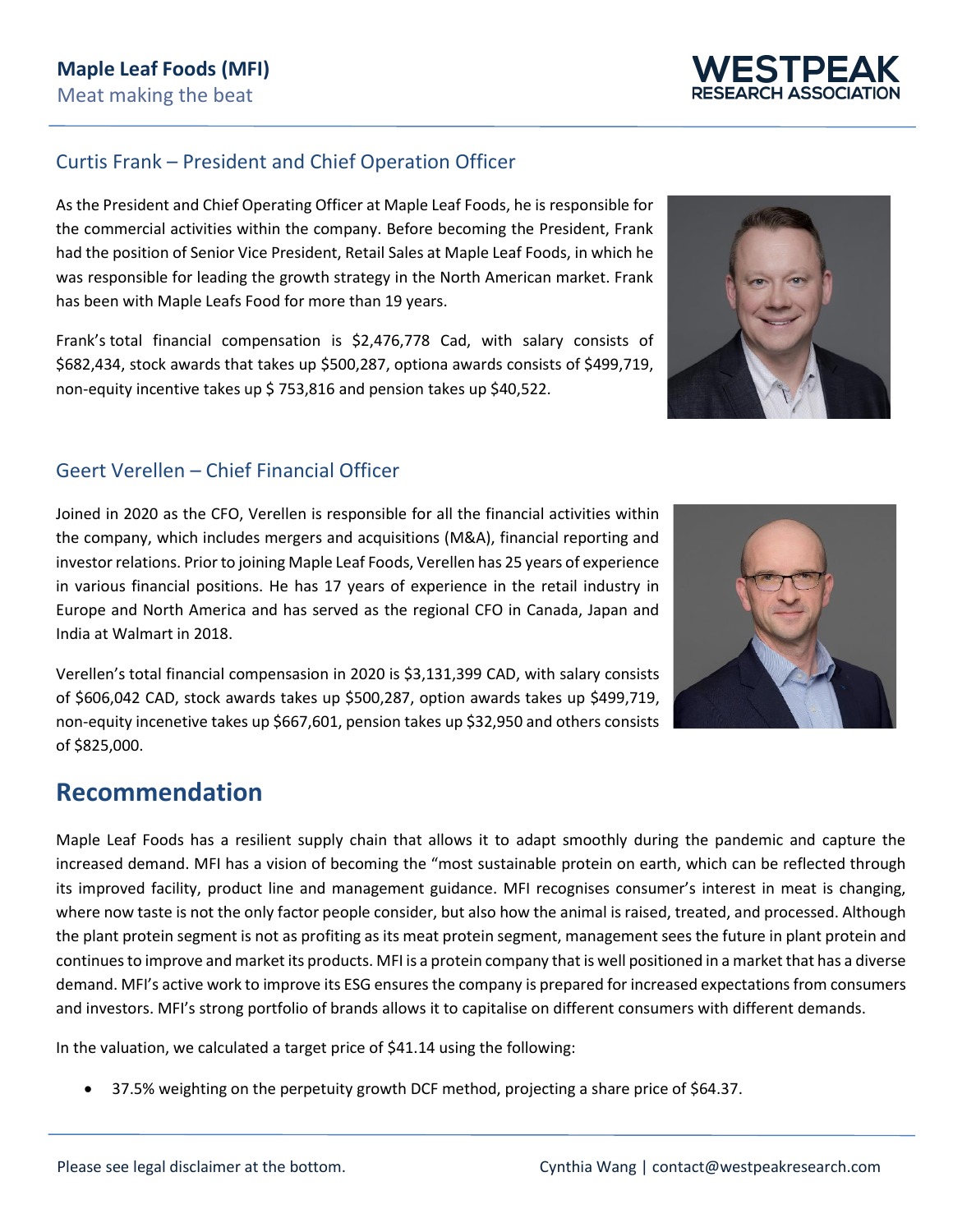### Curtis Frank – President and Chief Operation Officer

As the President and Chief Operating Officer at Maple Leaf Foods, he is responsible for the commercial activities within the company. Before becoming the President, Frank had the position of Senior Vice President, Retail Sales at Maple Leaf Foods, in which he was responsible for leading the growth strategy in the North American market. Frank has been with Maple Leafs Food for more than 19 years.

Frank's total financial compensation is $2,476,778 Cad, with salary consists of $682,434, stock awards that takes up $500,287, optiona awards consists of $499,719, non-equity incentive takes up $ 753,816 and pension takes up $40,522.

### Geert Verellen – Chief Financial Officer

Joined in 2020 as the CFO, Verellen is responsible for all the financial activities within the company, which includes mergers and acquisitions (M&A), financial reporting and investor relations. Prior to joining Maple Leaf Foods, Verellen has 25 years of experience in various financial positions. He has 17 years of experience in the retail industry in Europe and North America and has served as the regional CFO in Canada, Japan and India at Walmart in 2018.

Verellen's total financial compensasion in 2020 is $3,131,399 CAD, with salary consists of $606,042 CAD, stock awards takes up $500,287, option awards takes up $499,719, non-equity incenetive takes up $667,601, pension takes up $32,950 and others consists of $825,000.

## Recommendation

Maple Leaf Foods has a resilient supply chain that allows it to adapt smoothly during the pandemic and capture the increased demand. MFI has a vision of becoming the "most sustainable protein on earth, which can be reflected through its improved facility, product line and management guidance. MFI recognises consumer's interest in meat is changing, where now taste is not the only factor people consider, but also how the animal is raised, treated, and processed. Although the plant protein segment is not as profiting as its meat protein segment, management sees the future in plant protein and continues to improve and market its products. MFI is a protein company that is well positioned in a market that has a diverse demand. MFI's active work to improve its ESG ensures the company is prepared for increased expectations from consumers and investors. MFI's strong portfolio of brands allows it to capitalise on different consumers with different demands.

In the valuation, we calculated a target price of $41.14 using the following:

- 37.5% weighting on the perpetuity growth DCF method, projecting a share price of $64.37.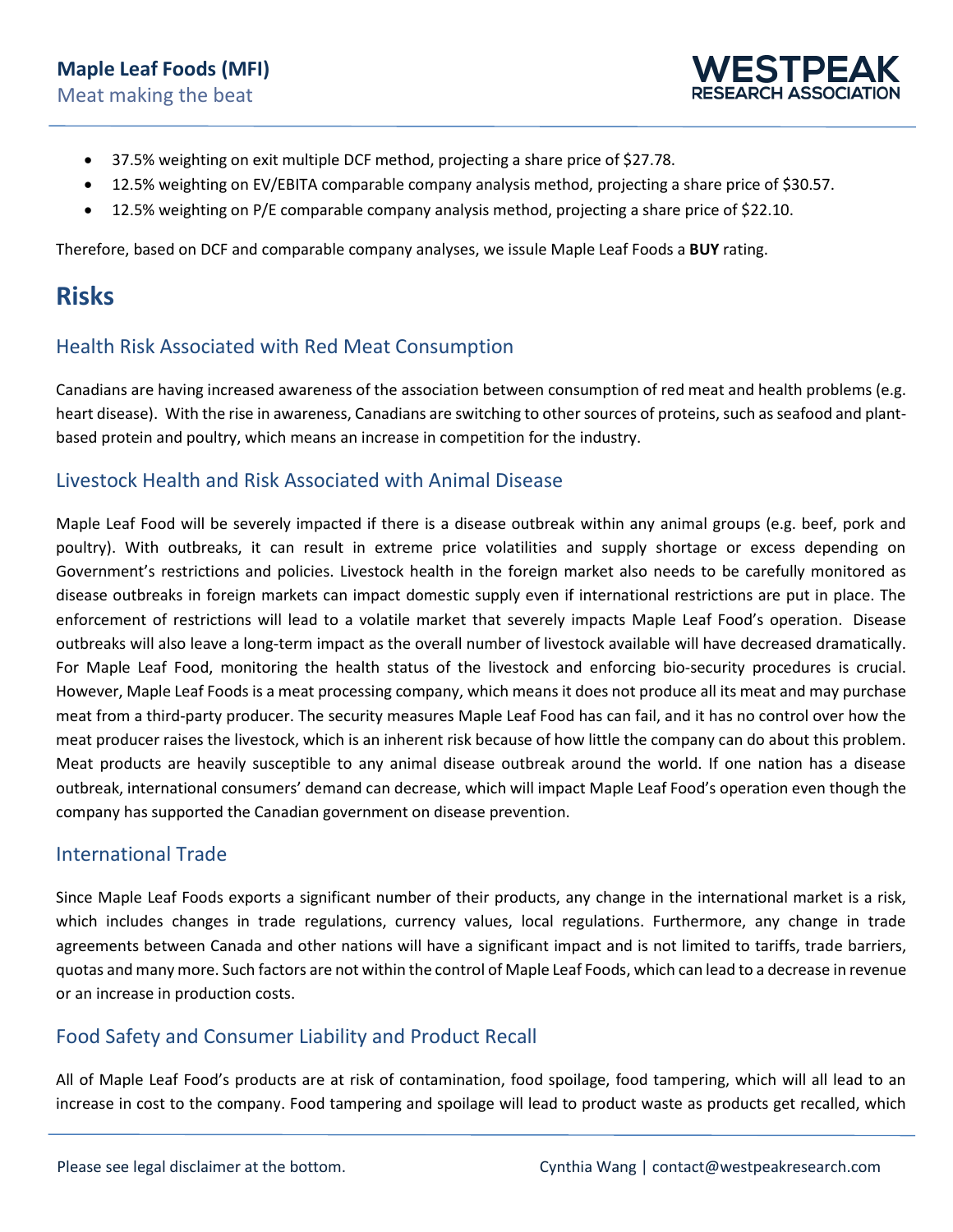- 37.5% weighting on exit multiple DCF method, projecting a share price of $27.78.
- 12.5% weighting on EV/EBITA comparable company analysis method, projecting a share price of $30.57.
- 12.5% weighting on P/E comparable company analysis method, projecting a share price of $22.10.

Therefore, based on DCF and comparable company analyses, we issue Maple Leaf Foods a **BUY** rating.

# Risks

## Health Risk Associated with Red Meat Consumption

Canadians are having increased awareness of the association between consumption of red meat and health problems (e.g. heart disease). With the rise in awareness, Canadians are switching to other sources of proteins, such as seafood and plant-based protein and poultry, which means an increase in competition for the industry.

## Livestock Health and Risk Associated with Animal Disease

Maple Leaf Food will be severely impacted if there is a disease outbreak within any animal groups (e.g. beef, pork and poultry). With outbreaks, it can result in extreme price volatilities and supply shortage or excess depending on Government's restrictions and policies. Livestock health in the foreign market also needs to be carefully monitored as disease outbreaks in foreign markets can impact domestic supply even if international restrictions are put in place. The enforcement of restrictions will lead to a volatile market that severely impacts Maple Leaf Food's operation. Disease outbreaks will also leave a long-term impact as the overall number of livestock available will have decreased dramatically. For Maple Leaf Food, monitoring the health status of the livestock and enforcing bio-security procedures is crucial. However, Maple Leaf Foods is a meat processing company, which means it does not produce all its meat and may purchase meat from a third-party producer. The security measures Maple Leaf Food has can fail, and it has no control over how the meat producer raises the livestock, which is an inherent risk because of how little the company can do about this problem. Meat products are heavily susceptible to any animal disease outbreak around the world. If one nation has a disease outbreak, international consumers' demand can decrease, which will impact Maple Leaf Food's operation even though the company has supported the Canadian government on disease prevention.

## International Trade

Since Maple Leaf Foods exports a significant number of their products, any change in the international market is a risk, which includes changes in trade regulations, currency values, local regulations. Furthermore, any change in trade agreements between Canada and other nations will have a significant impact and is not limited to tariffs, trade barriers, quotas and many more. Such factors are not within the control of Maple Leaf Foods, which can lead to a decrease in revenue or an increase in production costs.

## Food Safety and Consumer Liability and Product Recall

All of Maple Leaf Food's products are at risk of contamination, food spoilage, food tampering, which will all lead to an increase in cost to the company. Food tampering and spoilage will lead to product waste as products get recalled, which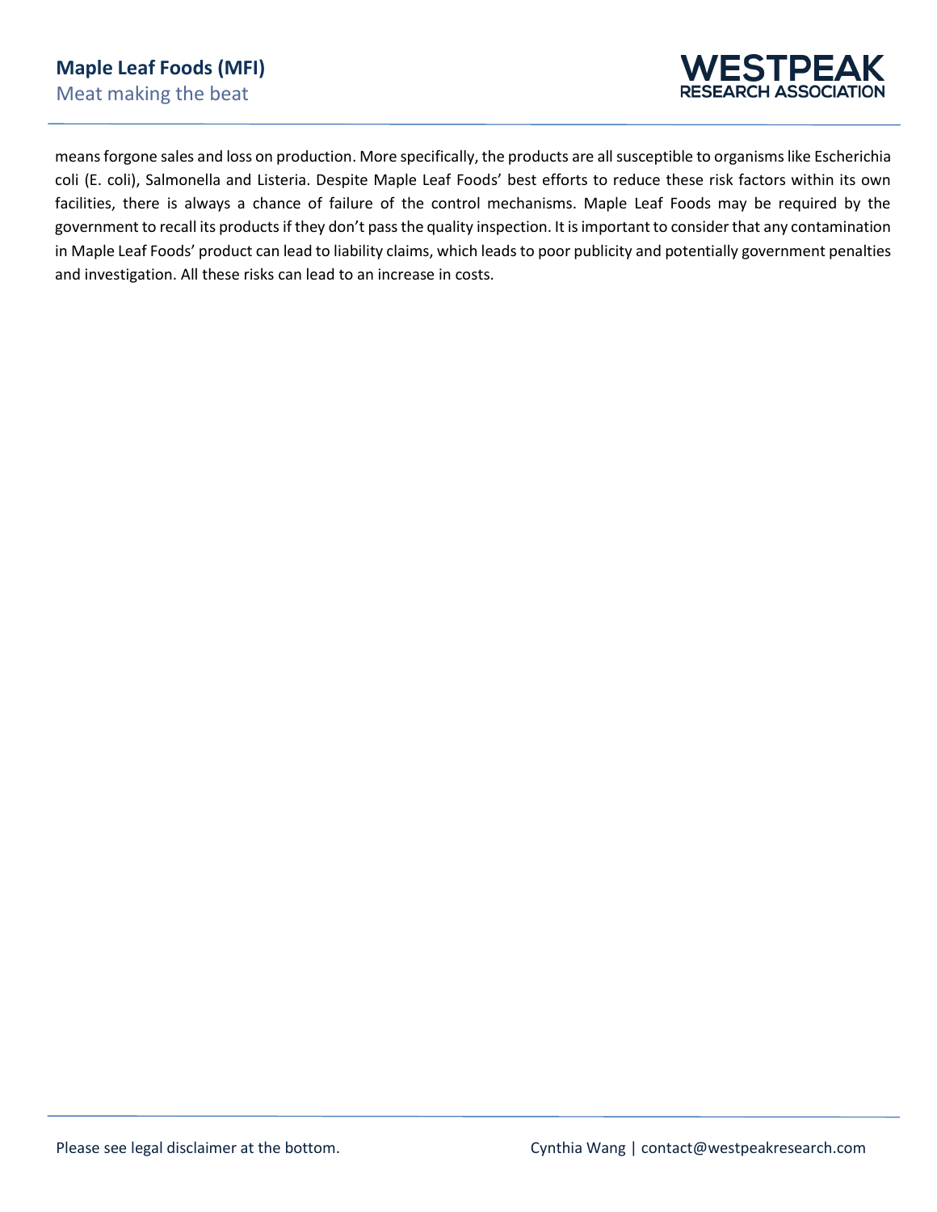means forgone sales and loss on production. More specifically, the products are all susceptible to organisms like Escherichia coli (E. coli), Salmonella and Listeria. Despite Maple Leaf Foods' best efforts to reduce these risk factors within its own facilities, there is always a chance of failure of the control mechanisms. Maple Leaf Foods may be required by the government to recall its products if they don't pass the quality inspection. It is important to consider that any contamination in Maple Leaf Foods' product can lead to liability claims, which leads to poor publicity and potentially government penalties and investigation. All these risks can lead to an increase in costs.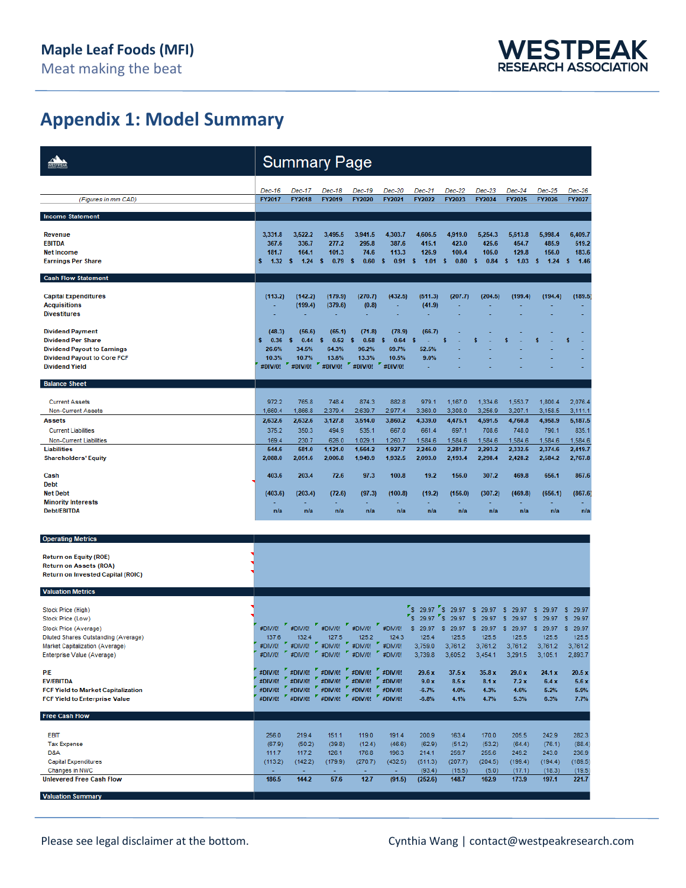# Appendix 1: Model Summary

## Summary Page

| (Figures in mm CAD) | Dec-16 FY2017 | Dec-17 FY2018 | Dec-18 FY2019 | Dec-19 FY2020 | Dec-20 FY2021 | Dec-21 FY2022 | Dec-22 FY2023 | Dec-23 FY2024 | Dec-24 FY2025 | Dec-25 FY2026 | Dec-26 FY2027 |
|---|---|---|---|---|---|---|---|---|---|---|---|
| **Income Statement** | | | | | | | | | | | |
| Revenue | 3,331.8 | 3,522.2 | 3,495.5 | 3,941.5 | 4,303.7 | 4,606.5 | 4,919.0 | 5,254.3 | 5,613.8 | 5,998.4 | 6,409.7 |
| EBITDA | 367.6 | 336.7 | 277.2 | 295.8 | 387.6 | 415.1 | 423.0 | 425.6 | 454.7 | 485.9 | 519.2 |
| Net Income | 181.7 | 164.1 | 101.3 | 74.6 | 113.3 | 126.9 | 100.4 | 105.0 | 129.8 | 156.0 | 183.6 |
| Earnings Per Share | $ 1.32 | $ 1.24 | $ 0.79 | $ 0.60 | $ 0.91 | $ 1.01 | $ 0.80 | $ 0.84 | $ 1.03 | $ 1.24 | $ 1.46 |
| **Cash Flow Statement** | | | | | | | | | | | |
| Capital Expenditures | (113.2) | (142.2) | (179.9) | (270.7) | (432.5) | (511.3) | (207.7) | (204.5) | (199.4) | (194.4) | (189.5) |
| Acquisitions | - | (199.4) | (379.6) | (0.8) | - | (41.9) | - | - | - | - | - |
| Divestitures | - | - | - | - | - | - | - | - | - | - | - |
| Dividend Payment | (48.3) | (56.6) | (65.1) | (71.8) | (78.9) | (66.7) | - | - | - | - | - |
| Dividend Per Share | $ 0.36 | $ 0.44 | $ 0.52 | $ 0.58 | $ 0.64 | $ - | $ - | $ - | $ - | $ - | $ - |
| Dividend Payout to Earnings | 26.6% | 34.5% | 64.3% | 96.2% | 69.7% | 52.5% | - | - | - | - | - |
| Dividend Payout to Core FCF | 10.3% | 10.7% | 13.6% | 13.3% | 10.5% | 9.0% | - | - | - | - | - |
| Dividend Yield | #DIV/0! | #DIV/0! | #DIV/0! | #DIV/0! | #DIV/0! | - | - | - | - | - | - |
| **Balance Sheet** | | | | | | | | | | | |
| Current Assets | 972.2 | 765.8 | 748.4 | 874.3 | 882.8 | 979.1 | 1,167.0 | 1,334.6 | 1,553.7 | 1,800.4 | 2,076.4 |
| Non-Current Assets | 1,660.4 | 1,866.8 | 2,379.4 | 2,639.7 | 2,977.4 | 3,360.0 | 3,308.0 | 3,256.9 | 3,207.1 | 3,158.5 | 3,111.1 |
| **Assets** | 2,632.6 | 2,632.6 | 3,127.8 | 3,514.0 | 3,860.2 | 4,339.0 | 4,475.1 | 4,591.5 | 4,760.8 | 4,958.9 | 5,187.5 |
| Current Liabilities | 375.2 | 350.3 | 494.9 | 535.1 | 667.0 | 661.4 | 697.1 | 708.6 | 748.0 | 790.1 | 835.1 |
| Non-Current Liabilities | 169.4 | 230.7 | 626.0 | 1,029.1 | 1,260.7 | 1,584.6 | 1,584.6 | 1,584.6 | 1,584.6 | 1,584.6 | 1,584.6 |
| **Liabilities** | 544.6 | 581.0 | 1,121.0 | 1,564.2 | 1,927.7 | 2,246.0 | 2,281.7 | 2,293.2 | 2,332.6 | 2,374.6 | 2,419.7 |
| Shareholders' Equity | 2,088.0 | 2,051.6 | 2,006.8 | 1,949.9 | 1,932.5 | 2,093.0 | 2,193.4 | 2,298.4 | 2,428.2 | 2,584.2 | 2,767.8 |
| Cash | 403.6 | 203.4 | 72.6 | 97.3 | 100.8 | 19.2 | 156.0 | 307.2 | 469.8 | 656.1 | 867.6 |
| Debt | | | | | | | | | | | |
| Net Debt | (403.6) | (203.4) | (72.6) | (97.3) | (100.8) | (19.2) | (156.0) | (307.2) | (469.8) | (656.1) | (867.6) |
| Minority Interests | - | - | - | - | - | - | - | - | - | - | - |
| Debt/EBITDA | n/a | n/a | n/a | n/a | n/a | n/a | n/a | n/a | n/a | n/a | n/a |
| **Operating Metrics** | | | | | | | | | | | |
| Return on Equity (ROE) | | | | | | | | | | | |
| Return on Assets (ROA) | | | | | | | | | | | |
| Return on Invested Capital (ROIC) | | | | | | | | | | | |
| **Valuation Metrics** | | | | | | | | | | | |
| Stock Price (High) | | | | | | $ 29.97 | $ 29.97 | $ 29.97 | $ 29.97 | $ 29.97 | $ 29.97 |
| Stock Price (Low) | | | | | | $ 29.97 | $ 29.97 | $ 29.97 | $ 29.97 | $ 29.97 | $ 29.97 |
| Stock Price (Average) | #DIV/0! | #DIV/0! | #DIV/0! | #DIV/0! | #DIV/0! | $ 29.97 | $ 29.97 | $ 29.97 | $ 29.97 | $ 29.97 | $ 29.97 |
| Diluted Shares Outstanding (Average) | 137.6 | 132.4 | 127.5 | 125.2 | 124.3 | 125.4 | 125.5 | 125.5 | 125.5 | 125.5 | 125.5 |
| Market Capitalization (Average) | #DIV/0! | #DIV/0! | #DIV/0! | #DIV/0! | #DIV/0! | 3,759.0 | 3,761.2 | 3,761.2 | 3,761.2 | 3,761.2 | 3,761.2 |
| Enterprise Value (Average) | #DIV/0! | #DIV/0! | #DIV/0! | #DIV/0! | #DIV/0! | 3,739.8 | 3,605.2 | 3,454.1 | 3,291.5 | 3,105.1 | 2,893.7 |
| P/E | #DIV/0! | #DIV/0! | #DIV/0! | #DIV/0! | #DIV/0! | 29.6 x | 37.5 x | 35.8 x | 29.0 x | 24.1 x | 20.5 x |
| EV/EBITDA | #DIV/0! | #DIV/0! | #DIV/0! | #DIV/0! | #DIV/0! | 9.0 x | 8.5 x | 8.1 x | 7.2 x | 6.4 x | 5.6 x |
| FCF Yield to Market Capitalization | #DIV/0! | #DIV/0! | #DIV/0! | #DIV/0! | #DIV/0! | -6.7% | 4.0% | 4.3% | 4.6% | 5.2% | 5.9% |
| FCF Yield to Enterprise Value | #DIV/0! | #DIV/0! | #DIV/0! | #DIV/0! | #DIV/0! | -6.8% | 4.1% | 4.7% | 5.3% | 6.3% | 7.7% |
| **Free Cash Flow** | | | | | | | | | | | |
| EBIT | 256.0 | 219.4 | 151.1 | 119.0 | 191.4 | 200.9 | 163.4 | 170.0 | 205.5 | 242.9 | 282.3 |
| Tax Expense | (67.9) | (50.2) | (39.8) | (12.4) | (46.6) | (62.9) | (51.2) | (53.2) | (64.4) | (76.1) | (88.4) |
| D&A | 111.7 | 117.2 | 126.1 | 176.8 | 196.3 | 214.1 | 259.7 | 255.6 | 249.2 | 243.0 | 236.9 |
| Capital Expenditures | (113.2) | (142.2) | (179.9) | (270.7) | (432.5) | (511.3) | (207.7) | (204.5) | (199.4) | (194.4) | (189.5) |
| Changes in NWC | - | - | - | - | - | (93.4) | (15.5) | (5.0) | (17.1) | (18.3) | (19.5) |
| **Unlevered Free Cash Flow** | 186.5 | 144.2 | 57.6 | 12.7 | (91.5) | (252.6) | 148.7 | 162.9 | 173.9 | 197.1 | 221.7 |
| **Valuation Summary** | | | | | | | | | | | |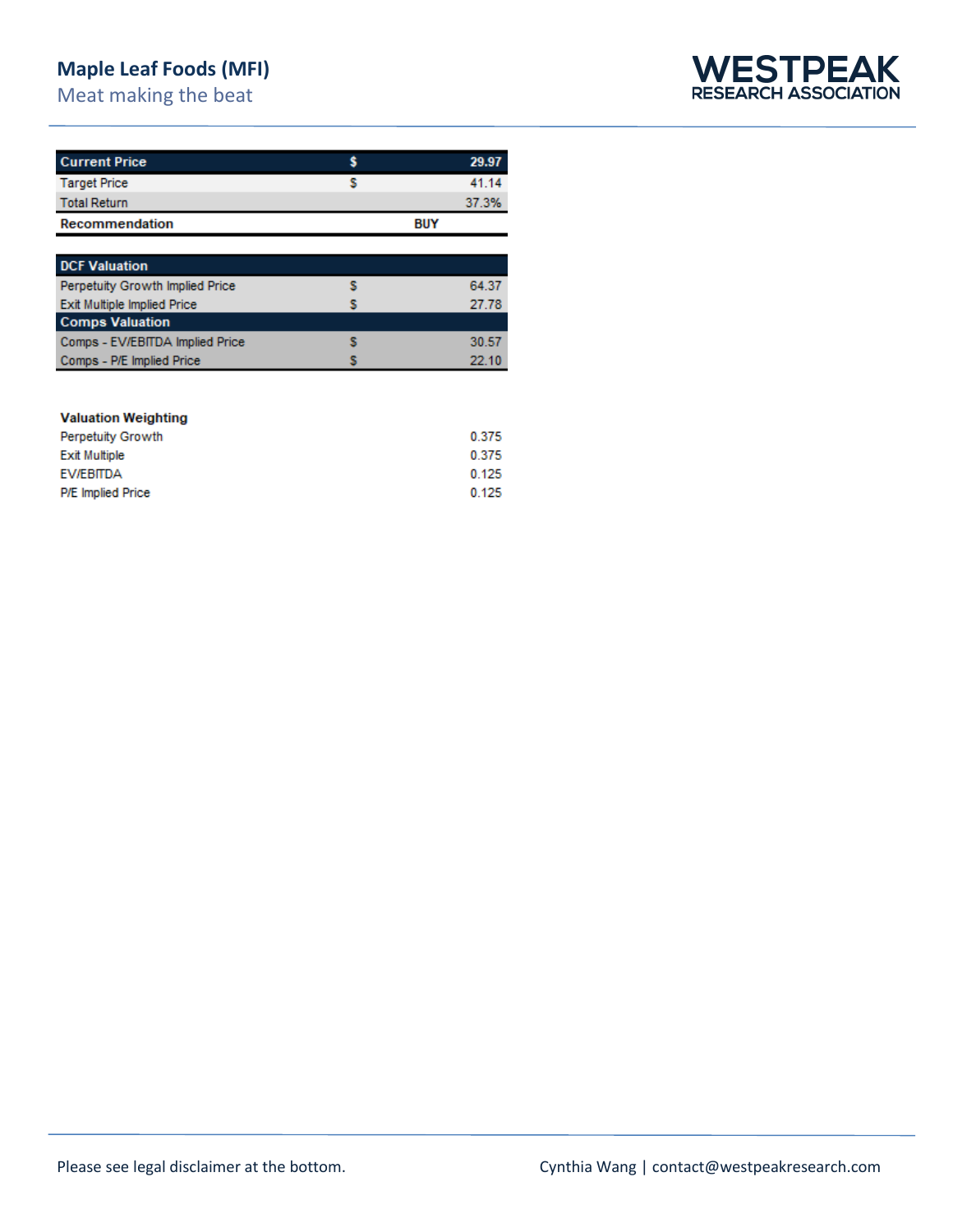| Current Price | $ | 29.97 |
|---|---|---|
| Target Price | $ | 41.14 |
| Total Return | | 37.3% |
| Recommendation | BUY | |

| DCF Valuation | | |
|---|---|---|
| Perpetuity Growth Implied Price | $ | 64.37 |
| Exit Multiple Implied Price | $ | 27.78 |
| **Comps Valuation** | | |
| Comps - EV/EBITDA Implied Price | $ | 30.57 |
| Comps - P/E Implied Price | $ | 22.10 |

| Valuation Weighting | |
|---|---|
| Perpetuity Growth | 0.375 |
| Exit Multiple | 0.375 |
| EV/EBITDA | 0.125 |
| P/E Implied Price | 0.125 |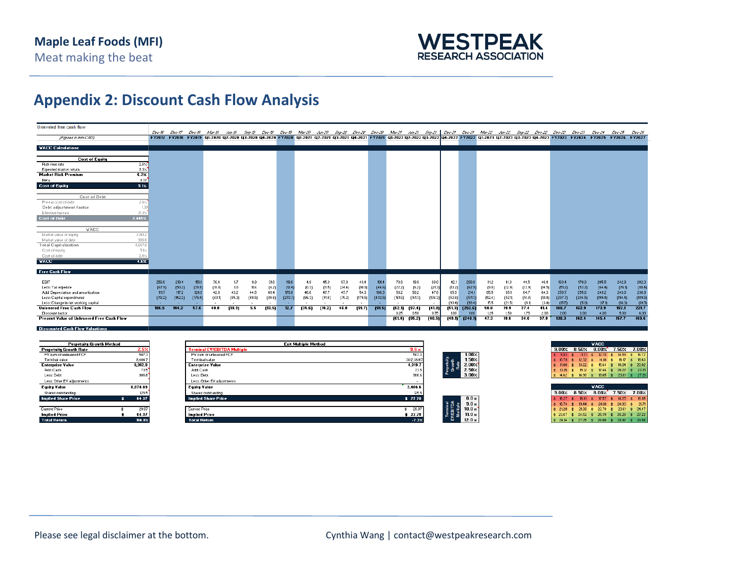## Appendix 2: Discount Cash Flow Analysis

**Unleveled free cash flow**

| (Figures in mm CAD) | Dec-16 FY2017 | Dec-17 FY2018 | Dec-18 FY2019 | Mar-19 Q1-2020 | Jun-19 Q2-2020 | Sep-19 Q3-2020 | Dec-19 Q4-2020 | Dec-19 FY2020 | Mar-20 Q1-2021 | Jun-20 Q2-2021 | Sep-20 Q3-2021 | Dec-20 Q4-2021 | Dec-20 FY2021 | Mar-21 Q1-2022 | Jun-21 Q2-2022 | Sep-21 Q3-2022 | Dec-21 Q4-2022 | Dec-21 FY2022 | Mar-22 Q1-2023 | Jun-22 Q2-2023 | Sep-22 Q3-2023 | Dec-22 Q4-2023 | Dec-22 FY2023 | Dec-23 FY2024 | Dec-24 FY2025 | Dec-25 FY2026 | Dec-26 FY2027 |
|---|---|---|---|---|---|---|---|---|---|---|---|---|---|---|---|---|---|---|---|---|---|---|---|---|---|---|---|
| **Free Cash Flow** | | | | | | | | | | | | | | | | | | | | | | | | | | | |
| EBIT | 259.0 | 219.4 | 151.1 | 76.4 | 1.7 | 9.9 | 31.0 | 119.0 | 4.9 | 45.3 | 87.8 | 43.4 | 181.4 | 70.9 | 19.9 | 68.0 | 42.1 | 200.9 | 31.2 | 41.3 | 44.5 | 46.4 | 163.4 | 170.0 | 205.5 | 242.9 | 282.3 |
| Less: Tax expense | (67.9) | (50.2) | (39.8) | (18.8) | 1.0 | 11.6 | (6.2) | (12.4) | (0.7) | (11.5) | (24.4) | (10.0) | (46.6) | (22.2) | (5.2) | (21.3) | (13.2) | (62.9) | (9.8) | (12.9) | (13.9) | (14.5) | (51.2) | (53.2) | (64.4) | (76.1) | (88.4) |
| Add: Depreciation and amortization | 111.7 | 117.2 | 126.1 | 42.8 | 43.2 | 44.5 | 48.4 | 178.8 | 46.6 | 47.7 | 47.7 | 54.3 | 196.3 | 50.2 | 50.2 | 47.6 | 65.9 | 214.1 | 65.9 | 65.1 | 64.7 | 64.3 | 259.7 | 255.8 | 249.2 | 243.0 | 236.9 |
| Less: Capital expenditures | (113.2) | (142.2) | (179.9) | (60.1) | (65.3) | (60.5) | (84.8) | (270.7) | (86.3) | (91.6) | (75.2) | (179.5) | (432.6) | (161.0) | (161.0) | - | (136.3) | (52.9) | (511.3) | (52.4) | (52.1) | (51.8) | (51.4) | (207.7) | (204.5) | (199.4) | (194.4) | (189.5) |
| Less: Change in net working capital | - | - | - | - | - | - | - | - | - | - | - | - | - | - | - | - | (93.4) | (93.4) | 15.5 | (21.5) | (6.1) | (3.4) | (15.5) | (5.0) | (17.1) | (18.3) | (19.5) |
| **Unlevered Free Cash Flow** | 189.5 | 144.2 | 57.6 | 40.0 | (19.3) | 5.5 | (13.5) | 12.7 | (35.6) | (10.2) | 46.0 | (91.7) | (91.5) | (62.1) | (97.4) | (41.9) | (51.3) | (252.6) | 60.0 | 19.9 | 37.4 | 41.4 | 148.7 | 152.9 | 173.9 | 197.1 | 221.7 |
| Discount factor | | | | | | | | | | | | | | 0.25 | 0.50 | 0.75 | 1.00 | 1.00 | 1.25 | 1.50 | 1.75 | 2.00 | 2.00 | 3.00 | 4.00 | 5.00 | 6.00 |
| **Present Value of Unlevered Free Cash Flow** | | | | | | | | | | | | | | (61.4) | (95.2) | (40.5) | (49.1) | (246.1) | 47.3 | 18.6 | 34.6 | 37.9 | 138.3 | 142.4 | 145.4 | 157.7 | 169.6 |

**WACC Calculations**

| Cost of Equity | |
|---|---|
| Risk-free rate | 2.6% |
| Expected market return | 9.3% |
| **Market Risk Premium** | **6.7%** |
| Beta | 0.37 |
| **Cost of Equity** | **5.1%** |

| Cost of Debt | |
|---|---|
| Pre-tax cost of debt | 2.6% |
| Debt adjustment factor | 1.38 |
| Effective tax rate | 31.3% |
| **Cost of Debt** | **2.445%** |

| WACC | |
|---|---|
| Market value of equity | 3,761.2 |
| Market value of debt | 906.6 |
| **Total Capitalization** | 4,667.8 |
| Cost of equity | 5.1% |
| Cost of debt | 2.4% |
| **WACC** | **4.6%** |

**Discounted Cash Flow Valuations**

| Perpetuity Growth Method | |
|---|---|
| **Perpetuity Growth Rate** | 2.5% |
| PV sum of unlevered FCF | 507.3 |
| Terminal value | 8,404.7 |
| **Enterprise Value** | **8,912.0** |
| Add: Cash | 73.5 |
| Less: Debt | 906.6 |
| Less: Other EV adjustments | |
| **Equity Value** | **8,078.89** |
| Shares outstanding | 125.5 |
| **Implied Share Price** | **$ 64.37** |
| Current Price | $ 29.97 |
| Implied Price | $ 64.37 |
| **Total Return** | **114.8%** |

| Exit Multiple Method | |
|---|---|
| **Terminal EV/EBITDA Multiple** | 9.6 x |
| PV sum of unlevered FCF | 507.3 |
| Terminal value | 3812.35167 |
| **Enterprise Value** | **4,319.7** |
| Add: Cash | 73.5 |
| Less: Debt | 906.6 |
| Less: Other EV adjustments | - |
| **Equity Value** | **3,486.6** |
| Shares outstanding | 125.5 |
| **Implied Share Price** | **$ 27.78** |
| Current Price | $ 29.97 |
| Implied Price | $ 27.78 |
| **Total Return** | **-7.3%** |

| Perpetuity Growth Rate \ WACC | 9.00% | 8.50% | 8.00% | 7.50% | 7.00% |
|---|---|---|---|---|---|
| 1.00% | $ 9.83 | $ 11.21 | $ 12.78 | $ 14.59 | $ 16.72 |
| 1.50% | $ 10.79 | $ 12.32 | $ 14.10 | $ 16.17 | $ 18.63 |
| 2.00% | $ 11.90 | $ 13.62 | $ 15.64 | $ 18.04 | $ 20.92 |
| 2.50% | $ 13.15 | $ 15.12 | $ 17.46 | $ 20.27 | $ 23.71 |
| 3.00% | $ 14.62 | $ 16.90 | $ 19.65 | $ 23.01 | $ 27.21 |

| Terminal EV/EBITDA Multiple \ WACC | 9.00% | 8.50% | 8.00% | 7.50% | 7.00% |
|---|---|---|---|---|---|
| 8.0 x | $ 16.27 | $ 16.91 | $ 17.57 | $ 18.25 | $ 18.95 |
| 9.0 x | $ 18.74 | $ 19.44 | $ 20.18 | $ 20.93 | $ 21.71 |
| 10.0 x | $ 21.20 | $ 21.98 | $ 22.78 | $ 23.61 | $ 24.47 |
| 11.0 x | $ 23.67 | $ 24.52 | $ 25.39 | $ 26.29 | $ 27.22 |
| 12.0 x | $ 26.14 | $ 27.05 | $ 28.00 | $ 28.97 | $ 29.98 |

Please see legal disclaimer at the bottom.

Cynthia Wang | contact@westpeakresearch.com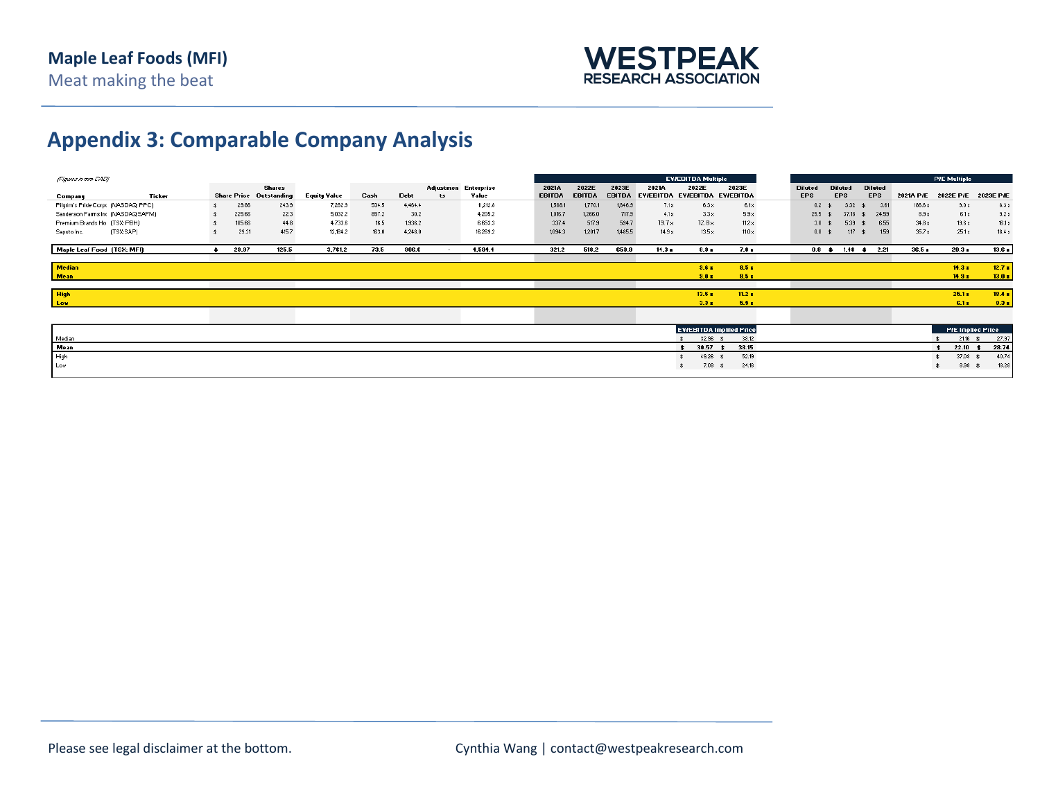## Appendix 3: Comparable Company Analysis

*(Figures in mm CAD)*

| Company | Ticker | Share Price | Shares Outstanding | Equity Value | Cash | Debt | Adjustments | Enterprise Value | 2021A EBITDA | 2022E EBITDA | 2023E EBITDA | 2021A EV/EBITDA | 2022E EV/EBITDA | 2023E EV/EBITDA | Diluted EPS | Diluted EPS | Diluted EPS | 2021A P/E | 2022E P/E | 2023E P/E |
|---|---|---|---|---|---|---|---|---|---|---|---|---|---|---|---|---|---|---|---|---|
| Pilgrim's Pride Corpo | (NASDAQ:PPC) | $ 29.86 | 243.9 | 7,282.9 | 534.5 | 4,464.4 | | 11,212.8 | 1,588.1 | 1,770.1 | 1,846.9 | 7.1x | 6.3x | 6.1x | 0.2 | $ 3.32 | $ 3.61 | 186.8x | 9.0x | 8.3x |
| Sanderson Farms Inc | (NASDAQ:SAFM) | $ 225.66 | 22.3 | 5,032.2 | 857.2 | 30.2 | | 4,205.2 | 1,015.7 | 1,266.0 | 717.9 | 4.1x | 3.3x | 5.9x | 25.5 | $ 37.18 | $ 24.59 | 8.9x | 6.1x | 9.2x |
| Premium Brands Ho | (TSX:PBH) | $ 105.66 | 44.8 | 4,733.6 | 16.5 | 1,936.2 | | 6,653.3 | 337.4 | 517.9 | 594.7 | 19.7x | 12.8x | 11.2x | 3.0 | $ 5.39 | $ 6.55 | 34.8x | 19.6x | 16.1x |
| Saputo Inc. | (TSX:SAP) | $ 29.31 | 415.7 | 12,184.2 | 163.0 | 4,248.0 | | 16,269.2 | 1,094.3 | 1,201.7 | 1,485.5 | 14.9x | 13.5x | 11.0x | 0.8 | $ 1.17 | $ 1.59 | 35.7x | 25.1x | 18.4x |
| **Maple Leaf Food** | **(TSX: MFI)** | **$ 29.97** | **125.5** | **3,761.2** | **73.5** | **906.6** | **-** | **4,594.4** | **321.2** | **516.2** | **659.9** | **14.3x** | **8.9x** | **7.0x** | **0.8** | **$ 1.48** | **$ 2.21** | **36.5x** | **20.3x** | **13.6x** |
| **Median** | | | | | | | | | | | | | **9.6x** | **8.5x** | | | | | **14.3x** | **12.7x** |
| **Mean** | | | | | | | | | | | | | **9.0x** | **8.5x** | | | | | **14.9x** | **13.0x** |
| **High** | | | | | | | | | | | | | **13.5x** | **11.2x** | | | | | **25.1x** | **18.4x** |
| **Low** | | | | | | | | | | | | | **3.3x** | **5.9x** | | | | | **6.1x** | **8.3x** |

| | EV/EBITDA Implied Price | | P/E Implied Price | |
|---|---|---|---|---|
| Median | $ 32.96 | $ 38.12 | $ 21.16 | $ 27.97 |
| **Mean** | **$ 30.57** | **$ 38.15** | **$ 22.10** | **$ 28.74** |
| High | $ 49.26 | $ 52.19 | $ 37.08 | $ 40.74 |
| Low | $ 7.00 | $ 24.16 | $ 9.00 | $ 18.28 |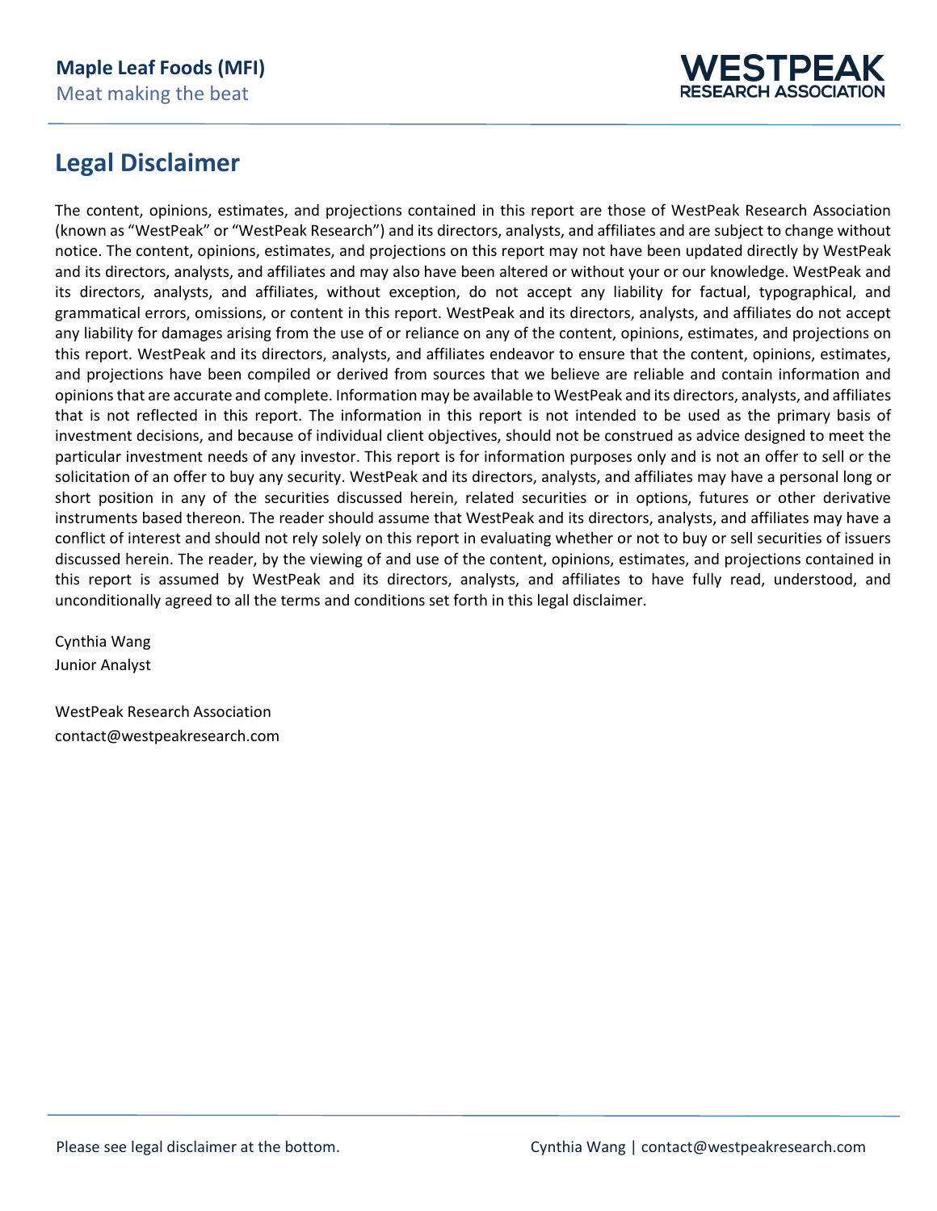## Legal Disclaimer

The content, opinions, estimates, and projections contained in this report are those of WestPeak Research Association (known as "WestPeak" or "WestPeak Research") and its directors, analysts, and affiliates and are subject to change without notice. The content, opinions, estimates, and projections on this report may not have been updated directly by WestPeak and its directors, analysts, and affiliates and may also have been altered or without your or our knowledge. WestPeak and its directors, analysts, and affiliates, without exception, do not accept any liability for factual, typographical, and grammatical errors, omissions, or content in this report. WestPeak and its directors, analysts, and affiliates do not accept any liability for damages arising from the use of or reliance on any of the content, opinions, estimates, and projections on this report. WestPeak and its directors, analysts, and affiliates endeavor to ensure that the content, opinions, estimates, and projections have been compiled or derived from sources that we believe are reliable and contain information and opinions that are accurate and complete. Information may be available to WestPeak and its directors, analysts, and affiliates that is not reflected in this report. The information in this report is not intended to be used as the primary basis of investment decisions, and because of individual client objectives, should not be construed as advice designed to meet the particular investment needs of any investor. This report is for information purposes only and is not an offer to sell or the solicitation of an offer to buy any security. WestPeak and its directors, analysts, and affiliates may have a personal long or short position in any of the securities discussed herein, related securities or in options, futures or other derivative instruments based thereon. The reader should assume that WestPeak and its directors, analysts, and affiliates may have a conflict of interest and should not rely solely on this report in evaluating whether or not to buy or sell securities of issuers discussed herein. The reader, by the viewing of and use of the content, opinions, estimates, and projections contained in this report is assumed by WestPeak and its directors, analysts, and affiliates to have fully read, understood, and unconditionally agreed to all the terms and conditions set forth in this legal disclaimer.

Cynthia Wang
Junior Analyst

WestPeak Research Association
contact@westpeakresearch.com